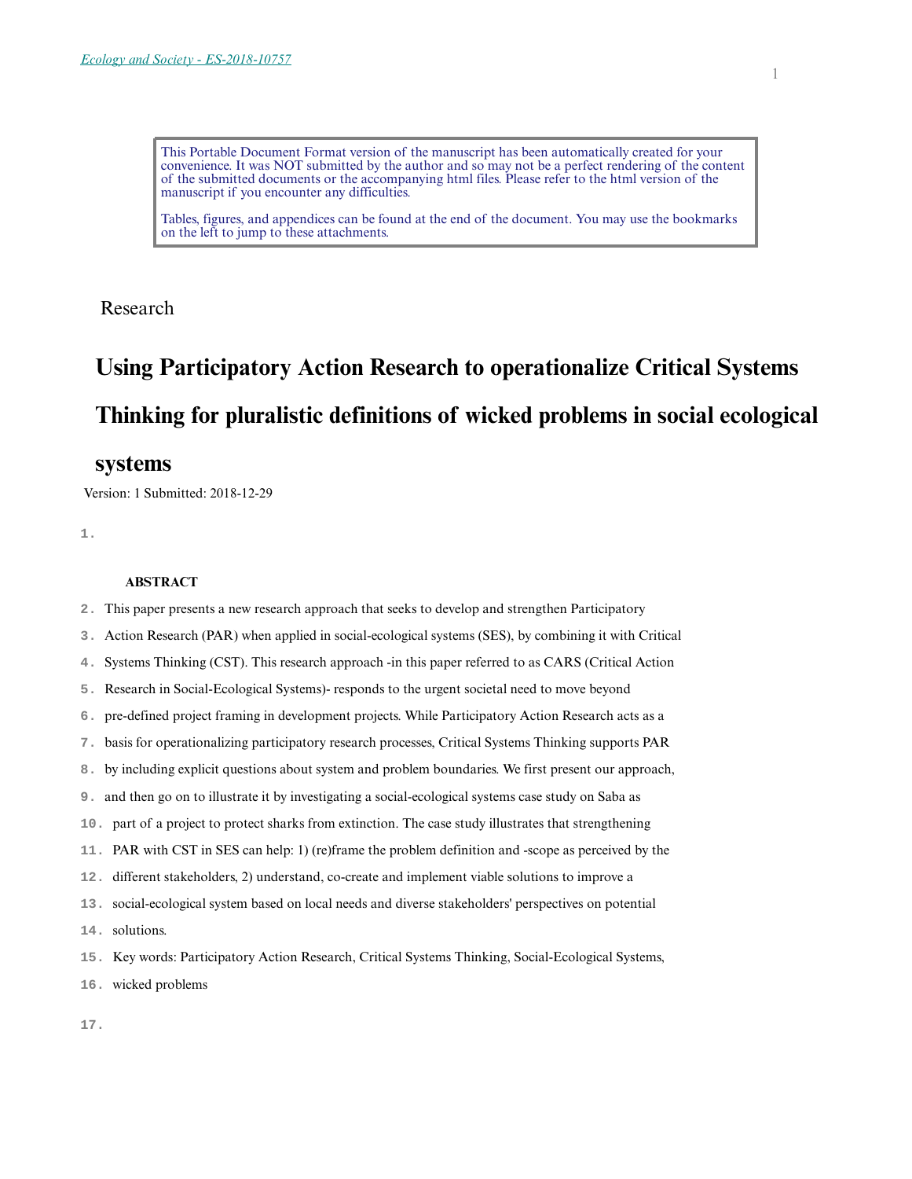This Portable Document Format version of the manuscript has been automatically created for your convenience. It was NOT submitted by the author and so may not be a perfect rendering of the content of the submitted documents or the accompanying html files. Please refer to the html version of the manuscript if you encounter any difficulties.

Tables, figures, and appendices can be found at the end of the document. You may use the bookmarks on the left to jump to these attachments.

Research

# Using Participatory Action Research to operationalize Critical Systems Thinking for pluralistic definitions of wicked problems in social ecological systems

Version: 1 Submitted: 2018-12-29

**ABSTRACT**

This paper presents a new research approach that seeks to develop and strengthen Participatory Action Research (PAR) when applied in social-ecological systems (SES), by combining it with Critical Systems Thinking (CST). This research approach -in this paper referred to as CARS (Critical Action Research in Social-Ecological Systems)- responds to the urgent societal need to move beyond pre-defined project framing in development projects. While Participatory Action Research acts as a basis for operationalizing participatory research processes, Critical Systems Thinking supports PAR by including explicit questions about system and problem boundaries. We first present our approach, and then go on to illustrate it by investigating a social-ecological systems case study on Saba as part of a project to protect sharks from extinction. The case study illustrates that strengthening PAR with CST in SES can help: 1) (re)frame the problem definition and -scope as perceived by the different stakeholders, 2) understand, co-create and implement viable solutions to improve a social-ecological system based on local needs and diverse stakeholders' perspectives on potential solutions.

Key words: Participatory Action Research, Critical Systems Thinking, Social-Ecological Systems, wicked problems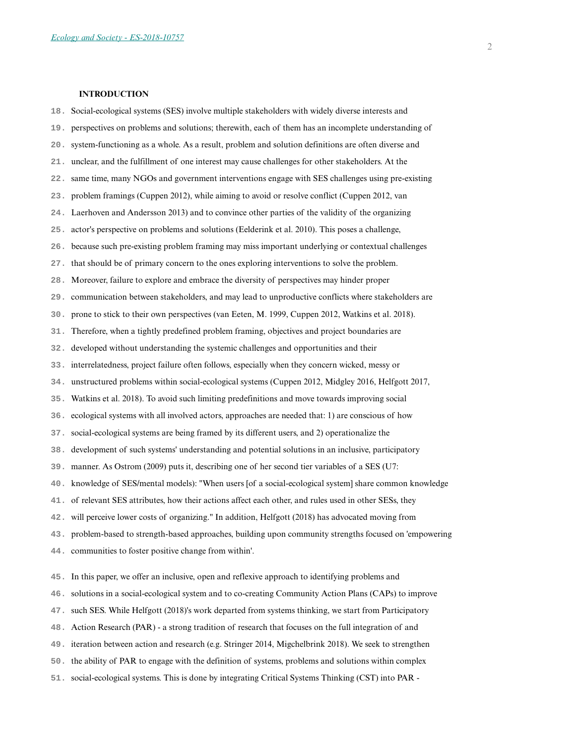## INTRODUCTION

Social-ecological systems (SES) involve multiple stakeholders with widely diverse interests and perspectives on problems and solutions; therewith, each of them has an incomplete understanding of system-functioning as a whole. As a result, problem and solution definitions are often diverse and unclear, and the fulfillment of one interest may cause challenges for other stakeholders. At the same time, many NGOs and government interventions engage with SES challenges using pre-existing problem framings (Cuppen 2012), while aiming to avoid or resolve conflict (Cuppen 2012, van Laerhoven and Andersson 2013) and to convince other parties of the validity of the organizing actor's perspective on problems and solutions (Eelderink et al. 2010). This poses a challenge, because such pre-existing problem framing may miss important underlying or contextual challenges that should be of primary concern to the ones exploring interventions to solve the problem. Moreover, failure to explore and embrace the diversity of perspectives may hinder proper communication between stakeholders, and may lead to unproductive conflicts where stakeholders are prone to stick to their own perspectives (van Eeten, M. 1999, Cuppen 2012, Watkins et al. 2018). Therefore, when a tightly predefined problem framing, objectives and project boundaries are developed without understanding the systemic challenges and opportunities and their interrelatedness, project failure often follows, especially when they concern wicked, messy or unstructured problems within social-ecological systems (Cuppen 2012, Midgley 2016, Helfgott 2017, Watkins et al. 2018). To avoid such limiting predefinitions and move towards improving social ecological systems with all involved actors, approaches are needed that: 1) are conscious of how social-ecological systems are being framed by its different users, and 2) operationalize the development of such systems' understanding and potential solutions in an inclusive, participatory manner. As Ostrom (2009) puts it, describing one of her second tier variables of a SES (U7: knowledge of SES/mental models): "When users [of a social-ecological system] share common knowledge of relevant SES attributes, how their actions affect each other, and rules used in other SESs, they will perceive lower costs of organizing." In addition, Helfgott (2018) has advocated moving from problem-based to strength-based approaches, building upon community strengths focused on 'empowering communities to foster positive change from within'.

In this paper, we offer an inclusive, open and reflexive approach to identifying problems and solutions in a social-ecological system and to co-creating Community Action Plans (CAPs) to improve such SES. While Helfgott (2018)'s work departed from systems thinking, we start from Participatory Action Research (PAR) - a strong tradition of research that focuses on the full integration of and iteration between action and research (e.g. Stringer 2014, Migchelbrink 2018). We seek to strengthen the ability of PAR to engage with the definition of systems, problems and solutions within complex social-ecological systems. This is done by integrating Critical Systems Thinking (CST) into PAR -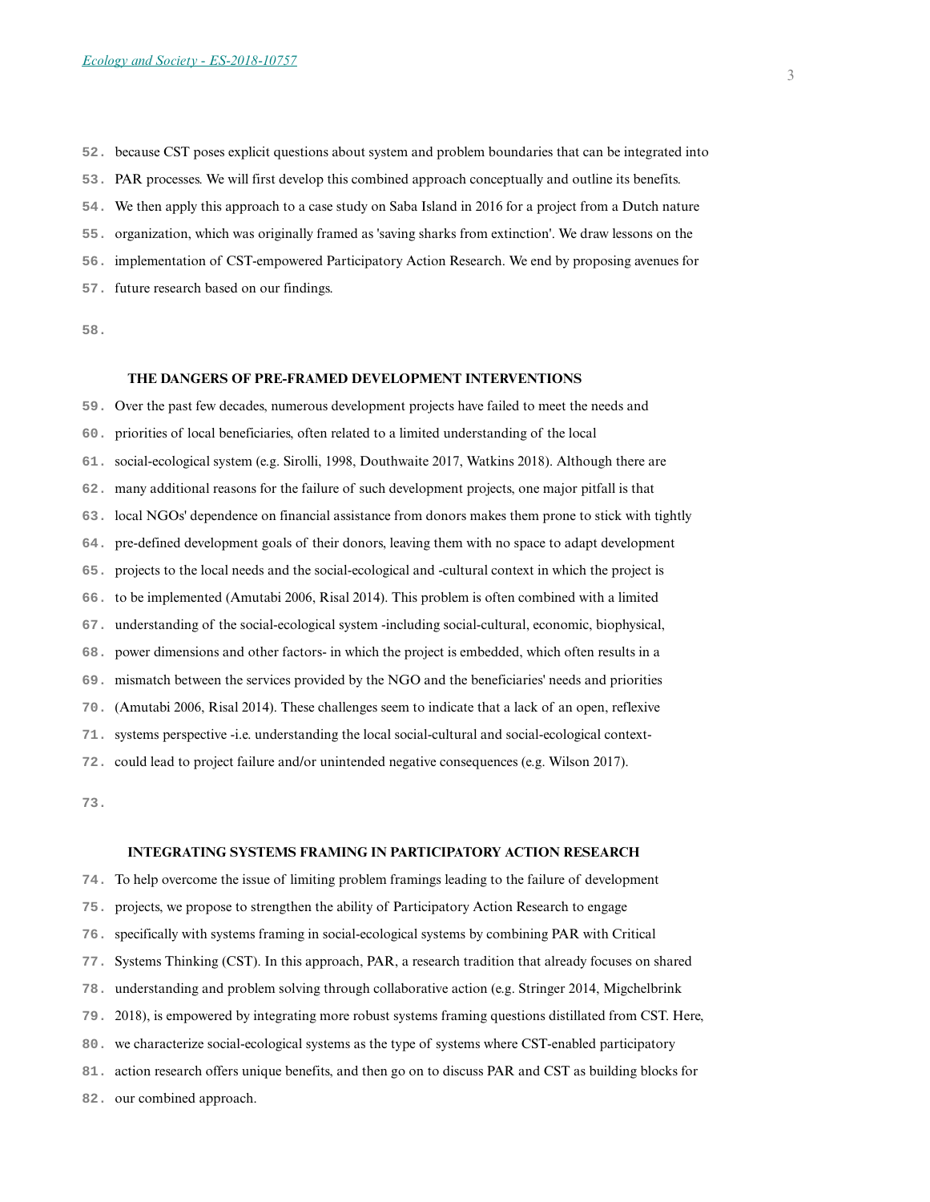because CST poses explicit questions about system and problem boundaries that can be integrated into PAR processes. We will first develop this combined approach conceptually and outline its benefits. We then apply this approach to a case study on Saba Island in 2016 for a project from a Dutch nature organization, which was originally framed as 'saving sharks from extinction'. We draw lessons on the implementation of CST-empowered Participatory Action Research. We end by proposing avenues for future research based on our findings.

## THE DANGERS OF PRE-FRAMED DEVELOPMENT INTERVENTIONS

Over the past few decades, numerous development projects have failed to meet the needs and priorities of local beneficiaries, often related to a limited understanding of the local social-ecological system (e.g. Sirolli, 1998, Douthwaite 2017, Watkins 2018). Although there are many additional reasons for the failure of such development projects, one major pitfall is that local NGOs' dependence on financial assistance from donors makes them prone to stick with tightly pre-defined development goals of their donors, leaving them with no space to adapt development projects to the local needs and the social-ecological and -cultural context in which the project is to be implemented (Amutabi 2006, Risal 2014). This problem is often combined with a limited understanding of the social-ecological system -including social-cultural, economic, biophysical, power dimensions and other factors- in which the project is embedded, which often results in a mismatch between the services provided by the NGO and the beneficiaries' needs and priorities (Amutabi 2006, Risal 2014). These challenges seem to indicate that a lack of an open, reflexive systems perspective -i.e. understanding the local social-cultural and social-ecological context- could lead to project failure and/or unintended negative consequences (e.g. Wilson 2017).

## INTEGRATING SYSTEMS FRAMING IN PARTICIPATORY ACTION RESEARCH

To help overcome the issue of limiting problem framings leading to the failure of development projects, we propose to strengthen the ability of Participatory Action Research to engage specifically with systems framing in social-ecological systems by combining PAR with Critical Systems Thinking (CST). In this approach, PAR, a research tradition that already focuses on shared understanding and problem solving through collaborative action (e.g. Stringer 2014, Migchelbrink 2018), is empowered by integrating more robust systems framing questions distilled from CST. Here, we characterize social-ecological systems as the type of systems where CST-enabled participatory action research offers unique benefits, and then go on to discuss PAR and CST as building blocks for our combined approach.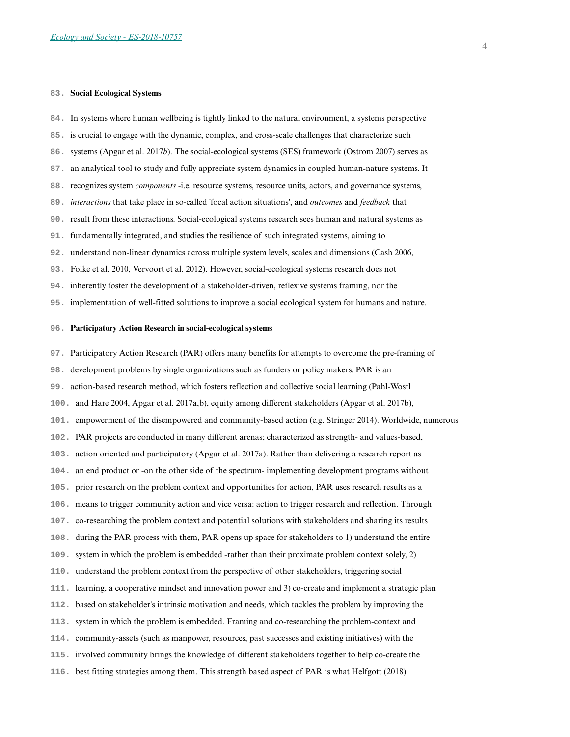### Social Ecological Systems

In systems where human wellbeing is tightly linked to the natural environment, a systems perspective is crucial to engage with the dynamic, complex, and cross-scale challenges that characterize such systems (Apgar et al. 2017*b*). The social-ecological systems (SES) framework (Ostrom 2007) serves as an analytical tool to study and fully appreciate system dynamics in coupled human-nature systems. It recognizes system *components* -i.e. resource systems, resource units, actors, and governance systems, *interactions* that take place in so-called 'focal action situations', and *outcomes* and *feedback* that result from these interactions. Social-ecological systems research sees human and natural systems as fundamentally integrated, and studies the resilience of such integrated systems, aiming to understand non-linear dynamics across multiple system levels, scales and dimensions (Cash 2006, Folke et al. 2010, Vervoort et al. 2012). However, social-ecological systems research does not inherently foster the development of a stakeholder-driven, reflexive systems framing, nor the implementation of well-fitted solutions to improve a social ecological system for humans and nature.

### Participatory Action Research in social-ecological systems

Participatory Action Research (PAR) offers many benefits for attempts to overcome the pre-framing of development problems by single organizations such as funders or policy makers. PAR is an action-based research method, which fosters reflection and collective social learning (Pahl-Wostl and Hare 2004, Apgar et al. 2017a,b), equity among different stakeholders (Apgar et al. 2017b), empowerment of the disempowered and community-based action (e.g. Stringer 2014). Worldwide, numerous PAR projects are conducted in many different arenas; characterized as strength- and values-based, action oriented and participatory (Apgar et al. 2017a). Rather than delivering a research report as an end product or -on the other side of the spectrum- implementing development programs without prior research on the problem context and opportunities for action, PAR uses research results as a means to trigger community action and vice versa: action to trigger research and reflection. Through co-researching the problem context and potential solutions with stakeholders and sharing its results during the PAR process with them, PAR opens up space for stakeholders to 1) understand the entire system in which the problem is embedded -rather than their proximate problem context solely, 2) understand the problem context from the perspective of other stakeholders, triggering social learning, a cooperative mindset and innovation power and 3) co-create and implement a strategic plan based on stakeholder's intrinsic motivation and needs, which tackles the problem by improving the system in which the problem is embedded. Framing and co-researching the problem-context and community-assets (such as manpower, resources, past successes and existing initiatives) with the involved community brings the knowledge of different stakeholders together to help co-create the best fitting strategies among them. This strength based aspect of PAR is what Helfgott (2018)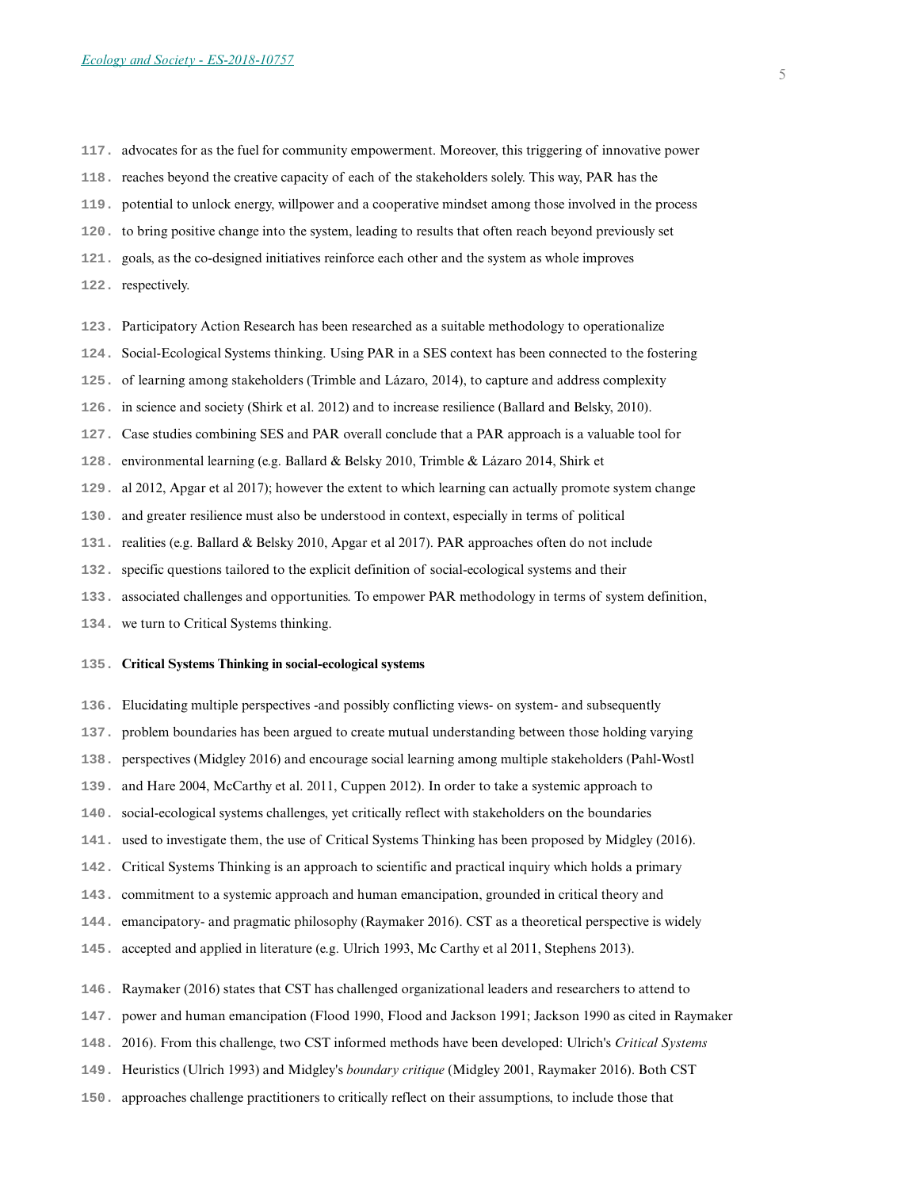advocates for as the fuel for community empowerment. Moreover, this triggering of innovative power reaches beyond the creative capacity of each of the stakeholders solely. This way, PAR has the potential to unlock energy, willpower and a cooperative mindset among those involved in the process to bring positive change into the system, leading to results that often reach beyond previously set goals, as the co-designed initiatives reinforce each other and the system as whole improves respectively.

Participatory Action Research has been researched as a suitable methodology to operationalize Social-Ecological Systems thinking. Using PAR in a SES context has been connected to the fostering of learning among stakeholders (Trimble and Lázaro, 2014), to capture and address complexity in science and society (Shirk et al. 2012) and to increase resilience (Ballard and Belsky, 2010). Case studies combining SES and PAR overall conclude that a PAR approach is a valuable tool for environmental learning (e.g. Ballard & Belsky 2010, Trimble & Lázaro 2014, Shirk et al 2012, Apgar et al 2017); however the extent to which learning can actually promote system change and greater resilience must also be understood in context, especially in terms of political realities (e.g. Ballard & Belsky 2010, Apgar et al 2017). PAR approaches often do not include specific questions tailored to the explicit definition of social-ecological systems and their associated challenges and opportunities. To empower PAR methodology in terms of system definition, we turn to Critical Systems thinking.

**Critical Systems Thinking in social-ecological systems**

Elucidating multiple perspectives -and possibly conflicting views- on system- and subsequently problem boundaries has been argued to create mutual understanding between those holding varying perspectives (Midgley 2016) and encourage social learning among multiple stakeholders (Pahl-Wostl and Hare 2004, McCarthy et al. 2011, Cuppen 2012). In order to take a systemic approach to social-ecological systems challenges, yet critically reflect with stakeholders on the boundaries used to investigate them, the use of Critical Systems Thinking has been proposed by Midgley (2016). Critical Systems Thinking is an approach to scientific and practical inquiry which holds a primary commitment to a systemic approach and human emancipation, grounded in critical theory and emancipatory- and pragmatic philosophy (Raymaker 2016). CST as a theoretical perspective is widely accepted and applied in literature (e.g. Ulrich 1993, Mc Carthy et al 2011, Stephens 2013).

Raymaker (2016) states that CST has challenged organizational leaders and researchers to attend to power and human emancipation (Flood 1990, Flood and Jackson 1991; Jackson 1990 as cited in Raymaker 2016). From this challenge, two CST informed methods have been developed: Ulrich's *Critical Systems Heuristics* (Ulrich 1993) and Midgley's *boundary critique* (Midgley 2001, Raymaker 2016). Both CST approaches challenge practitioners to critically reflect on their assumptions, to include those that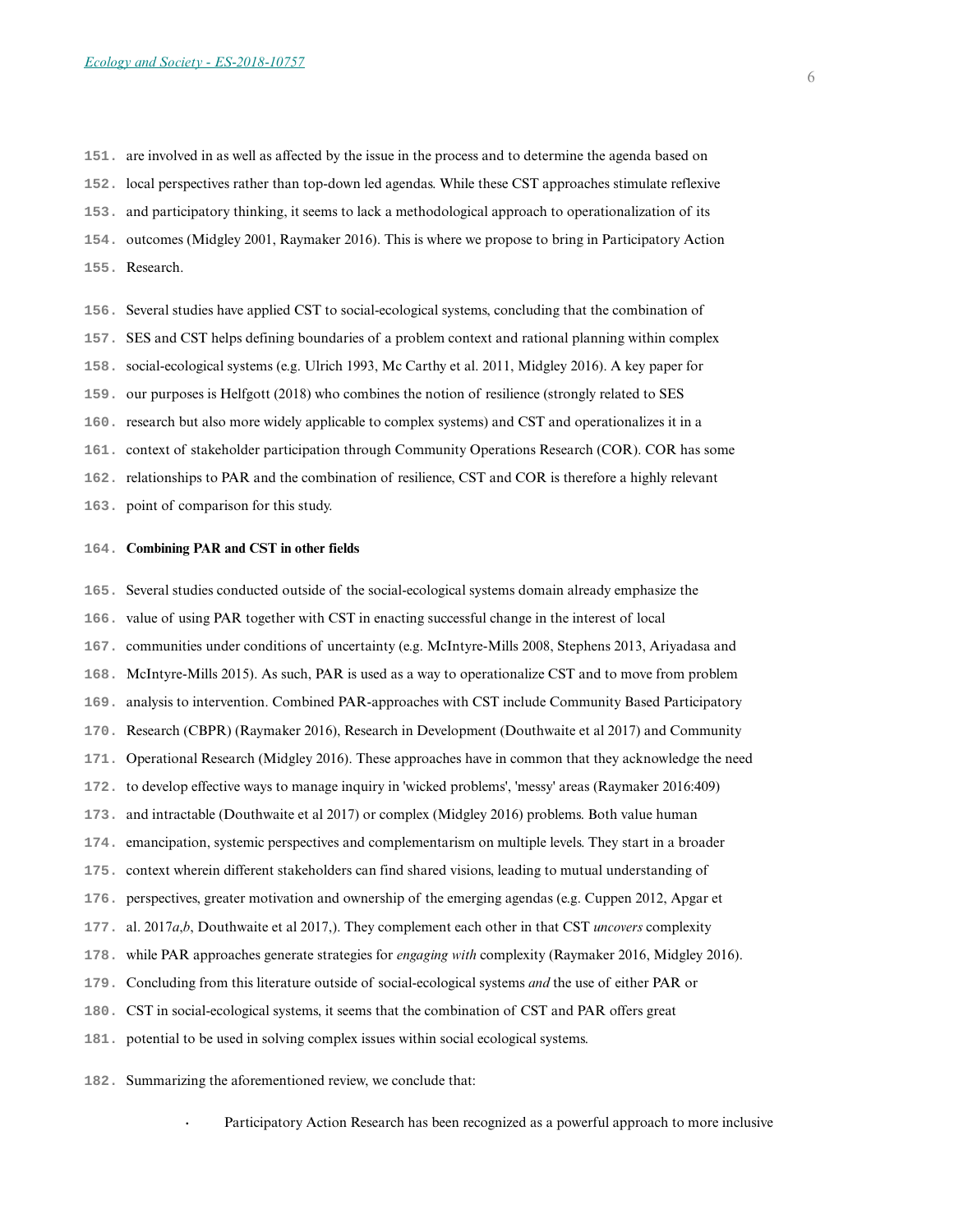are involved in as well as affected by the issue in the process and to determine the agenda based on local perspectives rather than top-down led agendas. While these CST approaches stimulate reflexive and participatory thinking, it seems to lack a methodological approach to operationalization of its outcomes (Midgley 2001, Raymaker 2016). This is where we propose to bring in Participatory Action Research.

Several studies have applied CST to social-ecological systems, concluding that the combination of SES and CST helps defining boundaries of a problem context and rational planning within complex social-ecological systems (e.g. Ulrich 1993, Mc Carthy et al. 2011, Midgley 2016). A key paper for our purposes is Helfgott (2018) who combines the notion of resilience (strongly related to SES research but also more widely applicable to complex systems) and CST and operationalizes it in a context of stakeholder participation through Community Operations Research (COR). COR has some relationships to PAR and the combination of resilience, CST and COR is therefore a highly relevant point of comparison for this study.

**Combining PAR and CST in other fields**

Several studies conducted outside of the social-ecological systems domain already emphasize the value of using PAR together with CST in enacting successful change in the interest of local communities under conditions of uncertainty (e.g. McIntyre-Mills 2008, Stephens 2013, Ariyadasa and McIntyre-Mills 2015). As such, PAR is used as a way to operationalize CST and to move from problem analysis to intervention. Combined PAR-approaches with CST include Community Based Participatory Research (CBPR) (Raymaker 2016), Research in Development (Douthwaite et al 2017) and Community Operational Research (Midgley 2016). These approaches have in common that they acknowledge the need to develop effective ways to manage inquiry in 'wicked problems', 'messy' areas (Raymaker 2016:409) and intractable (Douthwaite et al 2017) or complex (Midgley 2016) problems. Both value human emancipation, systemic perspectives and complementarism on multiple levels. They start in a broader context wherein different stakeholders can find shared visions, leading to mutual understanding of perspectives, greater motivation and ownership of the emerging agendas (e.g. Cuppen 2012, Apgar et al. 2017*a*,*b*, Douthwaite et al 2017,). They complement each other in that CST *uncovers* complexity while PAR approaches generate strategies for *engaging with* complexity (Raymaker 2016, Midgley 2016). Concluding from this literature outside of social-ecological systems *and* the use of either PAR or CST in social-ecological systems, it seems that the combination of CST and PAR offers great potential to be used in solving complex issues within social ecological systems.

Summarizing the aforementioned review, we conclude that:

- Participatory Action Research has been recognized as a powerful approach to more inclusive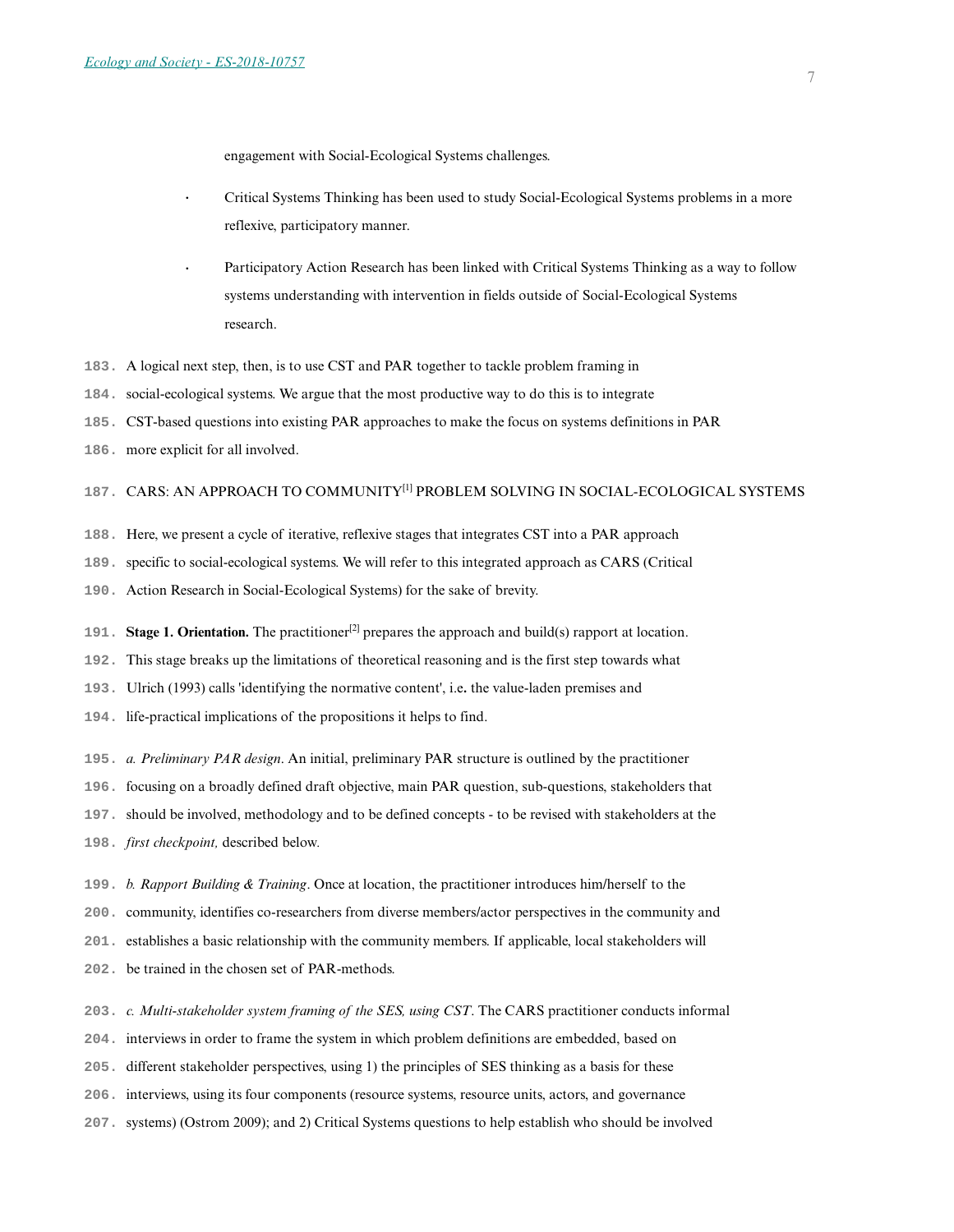engagement with Social-Ecological Systems challenges.

- Critical Systems Thinking has been used to study Social-Ecological Systems problems in a more reflexive, participatory manner.
- Participatory Action Research has been linked with Critical Systems Thinking as a way to follow systems understanding with intervention in fields outside of Social-Ecological Systems research.

A logical next step, then, is to use CST and PAR together to tackle problem framing in social-ecological systems. We argue that the most productive way to do this is to integrate CST-based questions into existing PAR approaches to make the focus on systems definitions in PAR more explicit for all involved.

## CARS: AN APPROACH TO COMMUNITY[1] PROBLEM SOLVING IN SOCIAL-ECOLOGICAL SYSTEMS

Here, we present a cycle of iterative, reflexive stages that integrates CST into a PAR approach specific to social-ecological systems. We will refer to this integrated approach as CARS (Critical Action Research in Social-Ecological Systems) for the sake of brevity.

**Stage 1. Orientation.** The practitioner[2] prepares the approach and build(s) rapport at location. This stage breaks up the limitations of theoretical reasoning and is the first step towards what Ulrich (1993) calls 'identifying the normative content', i.e**.** the value-laden premises and life-practical implications of the propositions it helps to find.

*a. Preliminary PAR design*. An initial, preliminary PAR structure is outlined by the practitioner focusing on a broadly defined draft objective, main PAR question, sub-questions, stakeholders that should be involved, methodology and to be defined concepts - to be revised with stakeholders at the *first checkpoint,* described below.

*b. Rapport Building & Training*. Once at location, the practitioner introduces him/herself to the community, identifies co-researchers from diverse members/actor perspectives in the community and establishes a basic relationship with the community members. If applicable, local stakeholders will be trained in the chosen set of PAR-methods.

*c. Multi-stakeholder system framing of the SES, using CST*. The CARS practitioner conducts informal interviews in order to frame the system in which problem definitions are embedded, based on different stakeholder perspectives, using 1) the principles of SES thinking as a basis for these interviews, using its four components (resource systems, resource units, actors, and governance systems) (Ostrom 2009); and 2) Critical Systems questions to help establish who should be involved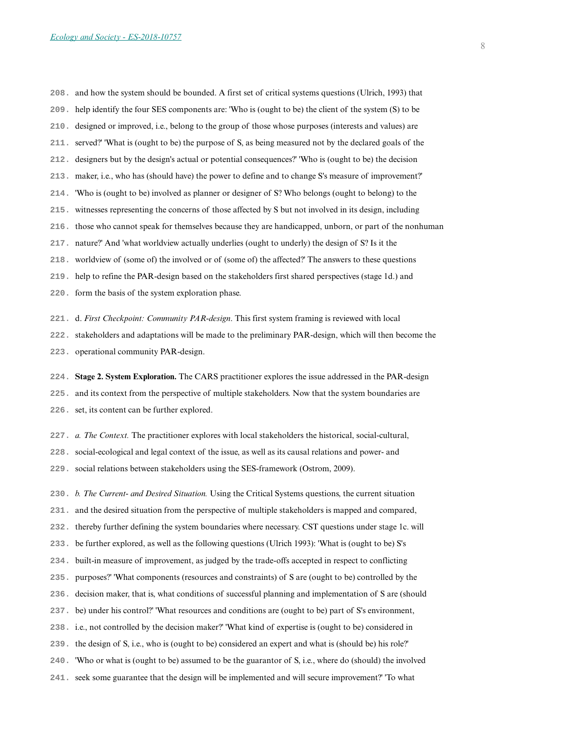and how the system should be bounded. A first set of critical systems questions (Ulrich, 1993) that help identify the four SES components are: 'Who is (ought to be) the client of the system (S) to be designed or improved, i.e., belong to the group of those whose purposes (interests and values) are served?' 'What is (ought to be) the purpose of S, as being measured not by the declared goals of the designers but by the design's actual or potential consequences?' 'Who is (ought to be) the decision maker, i.e., who has (should have) the power to define and to change S's measure of improvement?' 'Who is (ought to be) involved as planner or designer of S? Who belongs (ought to belong) to the witnesses representing the concerns of those affected by S but not involved in its design, including those who cannot speak for themselves because they are handicapped, unborn, or part of the nonhuman nature?' And 'what worldview actually underlies (ought to underly) the design of S? Is it the worldview of (some of) the involved or of (some of) the affected?' The answers to these questions help to refine the PAR-design based on the stakeholders first shared perspectives (stage 1d.) and form the basis of the system exploration phase.

d. *First Checkpoint: Community PAR-design*. This first system framing is reviewed with local stakeholders and adaptations will be made to the preliminary PAR-design, which will then become the operational community PAR-design.

**Stage 2. System Exploration.** The CARS practitioner explores the issue addressed in the PAR-design and its context from the perspective of multiple stakeholders. Now that the system boundaries are set, its content can be further explored.

*a. The Context.* The practitioner explores with local stakeholders the historical, social-cultural, social-ecological and legal context of the issue, as well as its causal relations and power- and social relations between stakeholders using the SES-framework (Ostrom, 2009).

*b. The Current- and Desired Situation.* Using the Critical Systems questions, the current situation and the desired situation from the perspective of multiple stakeholders is mapped and compared, thereby further defining the system boundaries where necessary. CST questions under stage 1c. will be further explored, as well as the following questions (Ulrich 1993): 'What is (ought to be) S's built-in measure of improvement, as judged by the trade-offs accepted in respect to conflicting purposes?' 'What components (resources and constraints) of S are (ought to be) controlled by the decision maker, that is, what conditions of successful planning and implementation of S are (should be) under his control?' 'What resources and conditions are (ought to be) part of S's environment, i.e., not controlled by the decision maker?' 'What kind of expertise is (ought to be) considered in the design of S, i.e., who is (ought to be) considered an expert and what is (should be) his role?' 'Who or what is (ought to be) assumed to be the guarantor of S, i.e., where do (should) the involved seek some guarantee that the design will be implemented and will secure improvement?' 'To what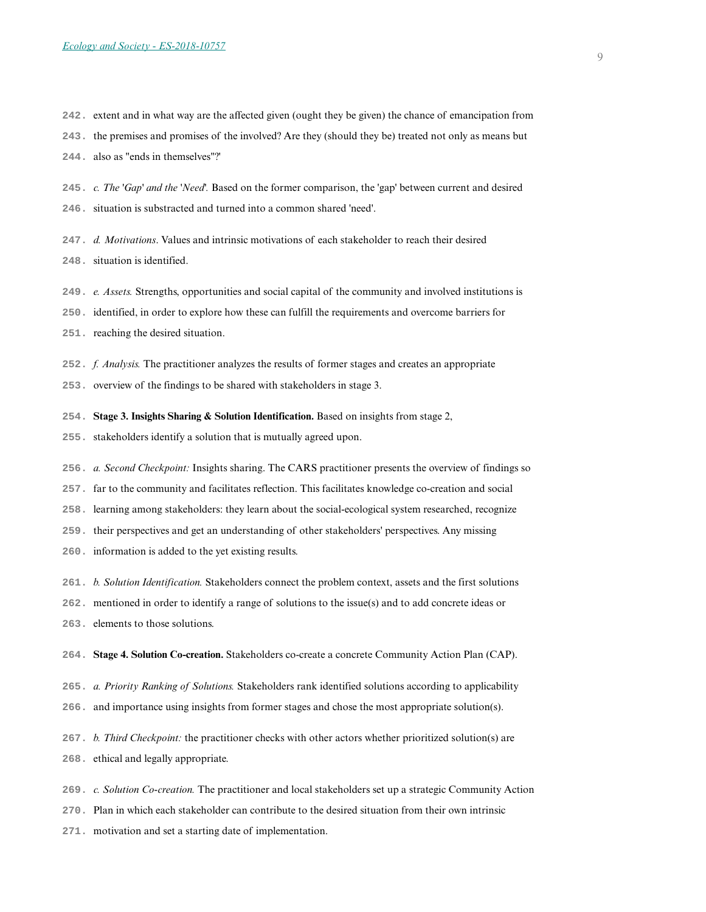extent and in what way are the affected given (ought they be given) the chance of emancipation from the premises and promises of the involved? Are they (should they be) treated not only as means but also as "ends in themselves"?'

*c. The 'Gap' and the 'Need'.* Based on the former comparison, the 'gap' between current and desired situation is substracted and turned into a common shared 'need'.

*d. Motivations*. Values and intrinsic motivations of each stakeholder to reach their desired situation is identified.

*e. Assets.* Strengths, opportunities and social capital of the community and involved institutions is identified, in order to explore how these can fulfill the requirements and overcome barriers for reaching the desired situation.

*f. Analysis.* The practitioner analyzes the results of former stages and creates an appropriate overview of the findings to be shared with stakeholders in stage 3.

**Stage 3. Insights Sharing & Solution Identification.** Based on insights from stage 2, stakeholders identify a solution that is mutually agreed upon.

*a. Second Checkpoint:* Insights sharing. The CARS practitioner presents the overview of findings so far to the community and facilitates reflection. This facilitates knowledge co-creation and social learning among stakeholders: they learn about the social-ecological system researched, recognize their perspectives and get an understanding of other stakeholders' perspectives. Any missing information is added to the yet existing results.

*b. Solution Identification.* Stakeholders connect the problem context, assets and the first solutions mentioned in order to identify a range of solutions to the issue(s) and to add concrete ideas or elements to those solutions.

**Stage 4. Solution Co-creation.** Stakeholders co-create a concrete Community Action Plan (CAP).

*a. Priority Ranking of Solutions.* Stakeholders rank identified solutions according to applicability and importance using insights from former stages and chose the most appropriate solution(s).

*b. Third Checkpoint:* the practitioner checks with other actors whether prioritized solution(s) are ethical and legally appropriate.

*c. Solution Co-creation.* The practitioner and local stakeholders set up a strategic Community Action Plan in which each stakeholder can contribute to the desired situation from their own intrinsic motivation and set a starting date of implementation.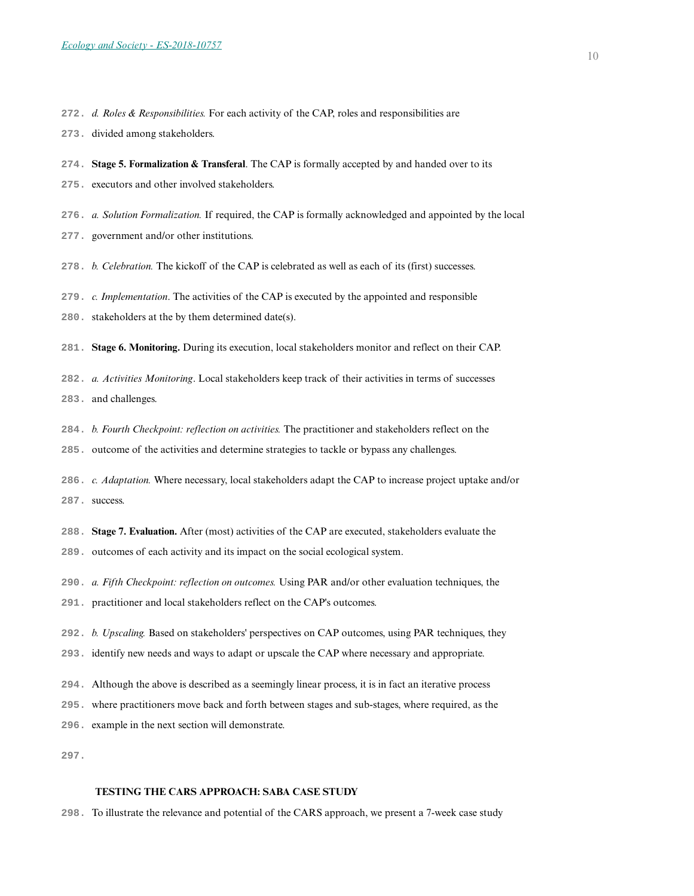*d. Roles & Responsibilities.* For each activity of the CAP, roles and responsibilities are divided among stakeholders.

**Stage 5. Formalization & Transferal**. The CAP is formally accepted by and handed over to its executors and other involved stakeholders.

*a. Solution Formalization.* If required, the CAP is formally acknowledged and appointed by the local government and/or other institutions.

*b. Celebration.* The kickoff of the CAP is celebrated as well as each of its (first) successes.

*c. Implementation*. The activities of the CAP is executed by the appointed and responsible stakeholders at the by them determined date(s).

**Stage 6. Monitoring.** During its execution, local stakeholders monitor and reflect on their CAP.

*a. Activities Monitoring*. Local stakeholders keep track of their activities in terms of successes and challenges.

*b. Fourth Checkpoint: reflection on activities.* The practitioner and stakeholders reflect on the outcome of the activities and determine strategies to tackle or bypass any challenges.

*c. Adaptation.* Where necessary, local stakeholders adapt the CAP to increase project uptake and/or success.

**Stage 7. Evaluation.** After (most) activities of the CAP are executed, stakeholders evaluate the outcomes of each activity and its impact on the social ecological system.

*a. Fifth Checkpoint: reflection on outcomes.* Using PAR and/or other evaluation techniques, the practitioner and local stakeholders reflect on the CAP's outcomes.

*b. Upscaling.* Based on stakeholders' perspectives on CAP outcomes, using PAR techniques, they identify new needs and ways to adapt or upscale the CAP where necessary and appropriate.

Although the above is described as a seemingly linear process, it is in fact an iterative process where practitioners move back and forth between stages and sub-stages, where required, as the example in the next section will demonstrate.

## TESTING THE CARS APPROACH: SABA CASE STUDY

To illustrate the relevance and potential of the CARS approach, we present a 7-week case study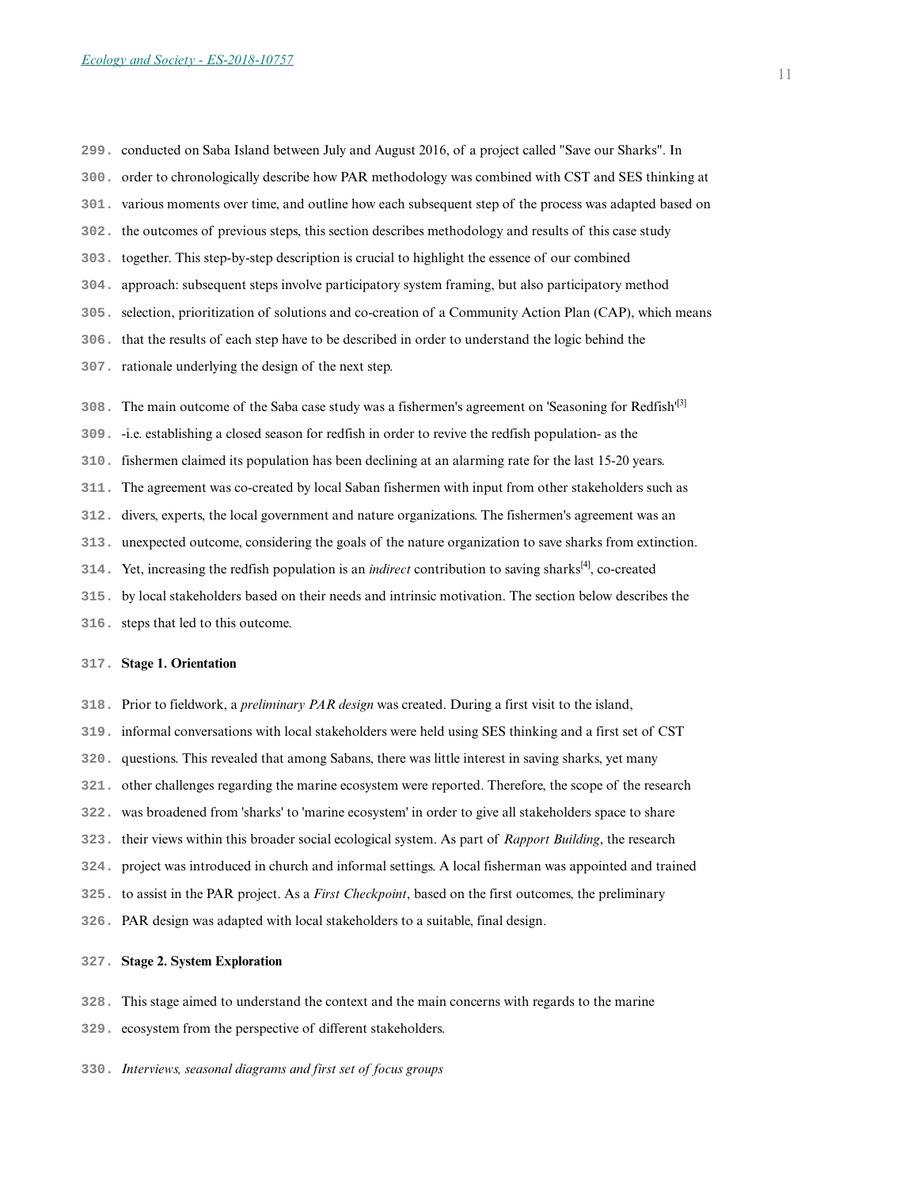conducted on Saba Island between July and August 2016, of a project called "Save our Sharks". In order to chronologically describe how PAR methodology was combined with CST and SES thinking at various moments over time, and outline how each subsequent step of the process was adapted based on the outcomes of previous steps, this section describes methodology and results of this case study together. This step-by-step description is crucial to highlight the essence of our combined approach: subsequent steps involve participatory system framing, but also participatory method selection, prioritization of solutions and co-creation of a Community Action Plan (CAP), which means that the results of each step have to be described in order to understand the logic behind the rationale underlying the design of the next step.

The main outcome of the Saba case study was a fishermen's agreement on 'Seasoning for Redfish'[3] -i.e. establishing a closed season for redfish in order to revive the redfish population- as the fishermen claimed its population has been declining at an alarming rate for the last 15-20 years. The agreement was co-created by local Saban fishermen with input from other stakeholders such as divers, experts, the local government and nature organizations. The fishermen's agreement was an unexpected outcome, considering the goals of the nature organization to save sharks from extinction. Yet, increasing the redfish population is an *indirect* contribution to saving sharks[4], co-created by local stakeholders based on their needs and intrinsic motivation. The section below describes the steps that led to this outcome.

**Stage 1. Orientation**

Prior to fieldwork, a *preliminary PAR design* was created. During a first visit to the island, informal conversations with local stakeholders were held using SES thinking and a first set of CST questions. This revealed that among Sabans, there was little interest in saving sharks, yet many other challenges regarding the marine ecosystem were reported. Therefore, the scope of the research was broadened from 'sharks' to 'marine ecosystem' in order to give all stakeholders space to share their views within this broader social ecological system. As part of *Rapport Building*, the research project was introduced in church and informal settings. A local fisherman was appointed and trained to assist in the PAR project. As a *First Checkpoint*, based on the first outcomes, the preliminary PAR design was adapted with local stakeholders to a suitable, final design.

**Stage 2. System Exploration**

This stage aimed to understand the context and the main concerns with regards to the marine ecosystem from the perspective of different stakeholders.

*Interviews, seasonal diagrams and first set of focus groups*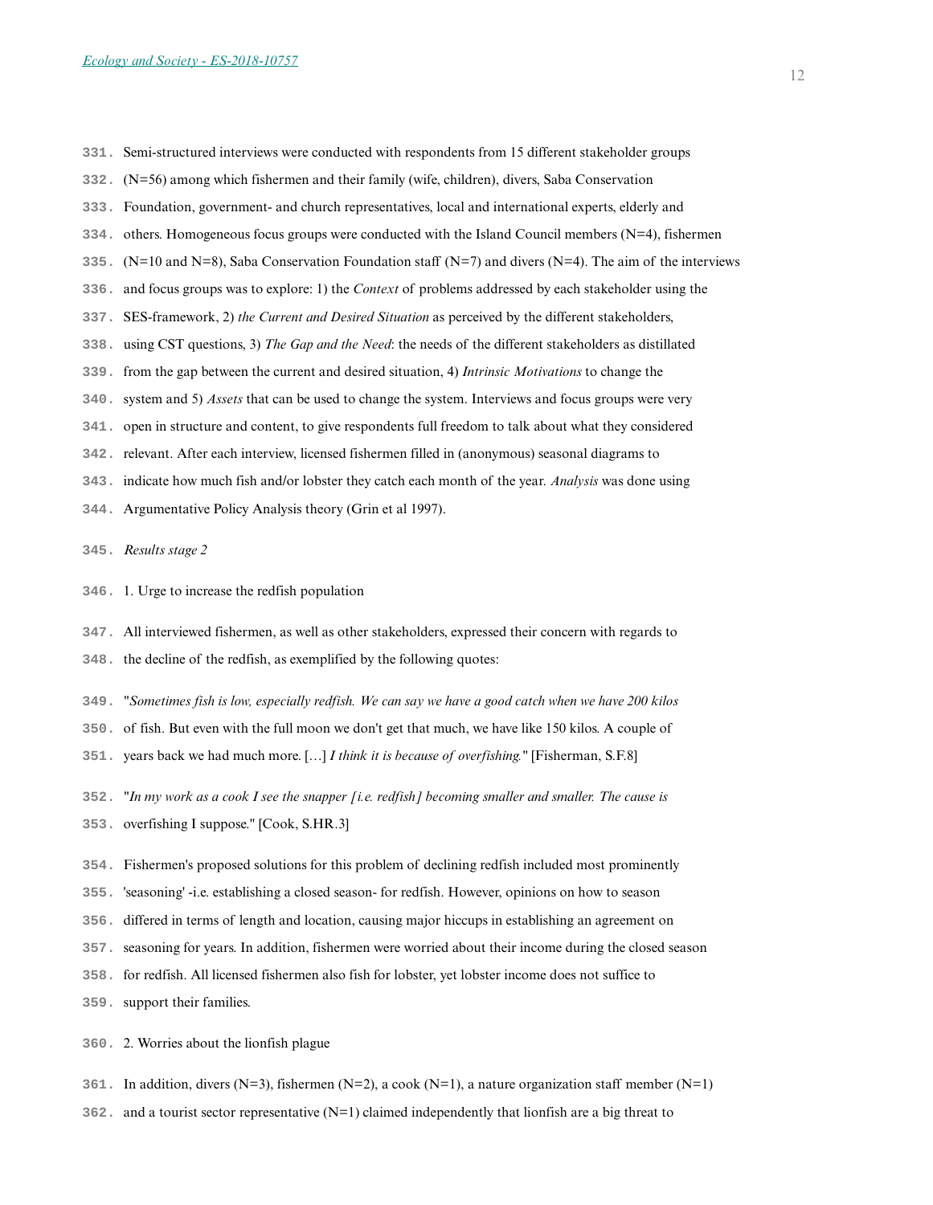Semi-structured interviews were conducted with respondents from 15 different stakeholder groups (N=56) among which fishermen and their family (wife, children), divers, Saba Conservation Foundation, government- and church representatives, local and international experts, elderly and others. Homogeneous focus groups were conducted with the Island Council members (N=4), fishermen (N=10 and N=8), Saba Conservation Foundation staff (N=7) and divers (N=4). The aim of the interviews and focus groups was to explore: 1) the *Context* of problems addressed by each stakeholder using the SES-framework, 2) *the Current and Desired Situation* as perceived by the different stakeholders, using CST questions, 3) *The Gap and the Need*: the needs of the different stakeholders as distillated from the gap between the current and desired situation, 4) *Intrinsic Motivations* to change the system and 5) *Assets* that can be used to change the system. Interviews and focus groups were very open in structure and content, to give respondents full freedom to talk about what they considered relevant. After each interview, licensed fishermen filled in (anonymous) seasonal diagrams to indicate how much fish and/or lobster they catch each month of the year. *Analysis* was done using Argumentative Policy Analysis theory (Grin et al 1997).

*Results stage 2*

1. Urge to increase the redfish population

All interviewed fishermen, as well as other stakeholders, expressed their concern with regards to the decline of the redfish, as exemplified by the following quotes:

"*Sometimes fish is low, especially redfish. We can say we have a good catch when we have 200 kilos* of fish. But even with the full moon we don't get that much, we have like 150 kilos. A couple of years back we had much more. […] *I think it is because of overfishing.*" [Fisherman, S.F.8]

"*In my work as a cook I see the snapper [i.e. redfish] becoming smaller and smaller. The cause is* overfishing I suppose." [Cook, S.HR.3]

Fishermen's proposed solutions for this problem of declining redfish included most prominently 'seasoning' -i.e. establishing a closed season- for redfish. However, opinions on how to season differed in terms of length and location, causing major hiccups in establishing an agreement on seasoning for years. In addition, fishermen were worried about their income during the closed season for redfish. All licensed fishermen also fish for lobster, yet lobster income does not suffice to support their families.

2. Worries about the lionfish plague

In addition, divers (N=3), fishermen (N=2), a cook (N=1), a nature organization staff member (N=1) and a tourist sector representative (N=1) claimed independently that lionfish are a big threat to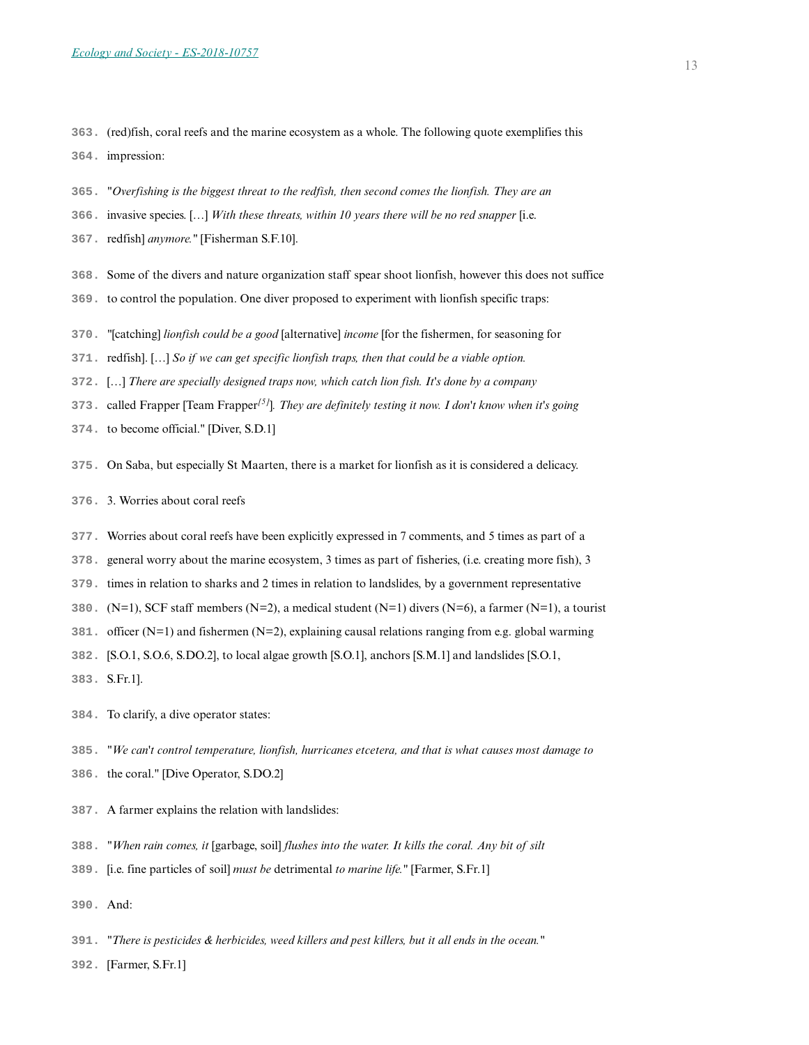(red)fish, coral reefs and the marine ecosystem as a whole. The following quote exemplifies this impression:

"*Overfishing is the biggest threat to the redfish, then second comes the lionfish. They are an* invasive species. […] *With these threats, within 10 years there will be no red snapper* [i.e. redfish] *anymore.*" [Fisherman S.F.10].

Some of the divers and nature organization staff spear shoot lionfish, however this does not suffice to control the population. One diver proposed to experiment with lionfish specific traps:

"[catching] *lionfish could be a good* [alternative] *income* [for the fishermen, for seasoning for redfish]. […] *So if we can get specific lionfish traps, then that could be a viable option.* […] *There are specially designed traps now, which catch lion fish. It's done by a company* called Frapper [Team Frapper[5]]. *They are definitely testing it now. I don't know when it's going* to become official." [Diver, S.D.1]

On Saba, but especially St Maarten, there is a market for lionfish as it is considered a delicacy.

3. Worries about coral reefs

Worries about coral reefs have been explicitly expressed in 7 comments, and 5 times as part of a general worry about the marine ecosystem, 3 times as part of fisheries, (i.e. creating more fish), 3 times in relation to sharks and 2 times in relation to landslides, by a government representative (N=1), SCF staff members (N=2), a medical student (N=1) divers (N=6), a farmer (N=1), a tourist officer (N=1) and fishermen (N=2), explaining causal relations ranging from e.g. global warming [S.O.1, S.O.6, S.DO.2], to local algae growth [S.O.1], anchors [S.M.1] and landslides [S.O.1, S.Fr.1].

To clarify, a dive operator states:

"*We can't control temperature, lionfish, hurricanes etcetera, and that is what causes most damage to* the coral." [Dive Operator, S.DO.2]

A farmer explains the relation with landslides:

"*When rain comes, it* [garbage, soil] *flushes into the water. It kills the coral. Any bit of silt* [i.e. fine particles of soil] *must be* detrimental *to marine life.*" [Farmer, S.Fr.1]

And:

"*There is pesticides & herbicides, weed killers and pest killers, but it all ends in the ocean.*" [Farmer, S.Fr.1]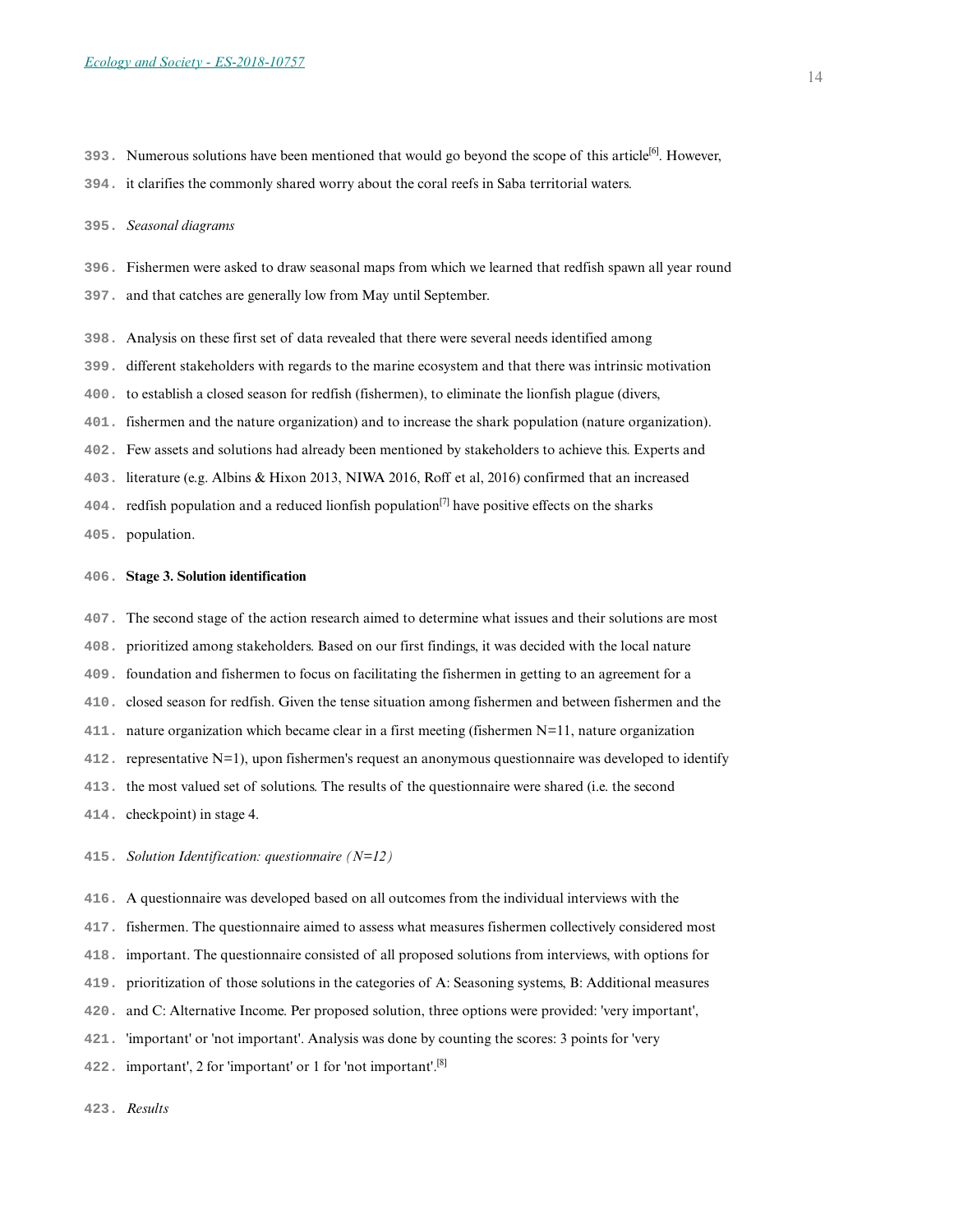Numerous solutions have been mentioned that would go beyond the scope of this article[6]. However, it clarifies the commonly shared worry about the coral reefs in Saba territorial waters.

*Seasonal diagrams*

Fishermen were asked to draw seasonal maps from which we learned that redfish spawn all year round and that catches are generally low from May until September.

Analysis on these first set of data revealed that there were several needs identified among different stakeholders with regards to the marine ecosystem and that there was intrinsic motivation to establish a closed season for redfish (fishermen), to eliminate the lionfish plague (divers, fishermen and the nature organization) and to increase the shark population (nature organization). Few assets and solutions had already been mentioned by stakeholders to achieve this. Experts and literature (e.g. Albins & Hixon 2013, NIWA 2016, Roff et al, 2016) confirmed that an increased redfish population and a reduced lionfish population[7] have positive effects on the sharks population.

**Stage 3. Solution identification**

The second stage of the action research aimed to determine what issues and their solutions are most prioritized among stakeholders. Based on our first findings, it was decided with the local nature foundation and fishermen to focus on facilitating the fishermen in getting to an agreement for a closed season for redfish. Given the tense situation among fishermen and between fishermen and the nature organization which became clear in a first meeting (fishermen N=11, nature organization representative N=1), upon fishermen's request an anonymous questionnaire was developed to identify the most valued set of solutions. The results of the questionnaire were shared (i.e. the second checkpoint) in stage 4.

*Solution Identification: questionnaire (N=12)*

A questionnaire was developed based on all outcomes from the individual interviews with the fishermen. The questionnaire aimed to assess what measures fishermen collectively considered most important. The questionnaire consisted of all proposed solutions from interviews, with options for prioritization of those solutions in the categories of A: Seasoning systems, B: Additional measures and C: Alternative Income. Per proposed solution, three options were provided: 'very important', 'important' or 'not important'. Analysis was done by counting the scores: 3 points for 'very important', 2 for 'important' or 1 for 'not important'.[8]

*Results*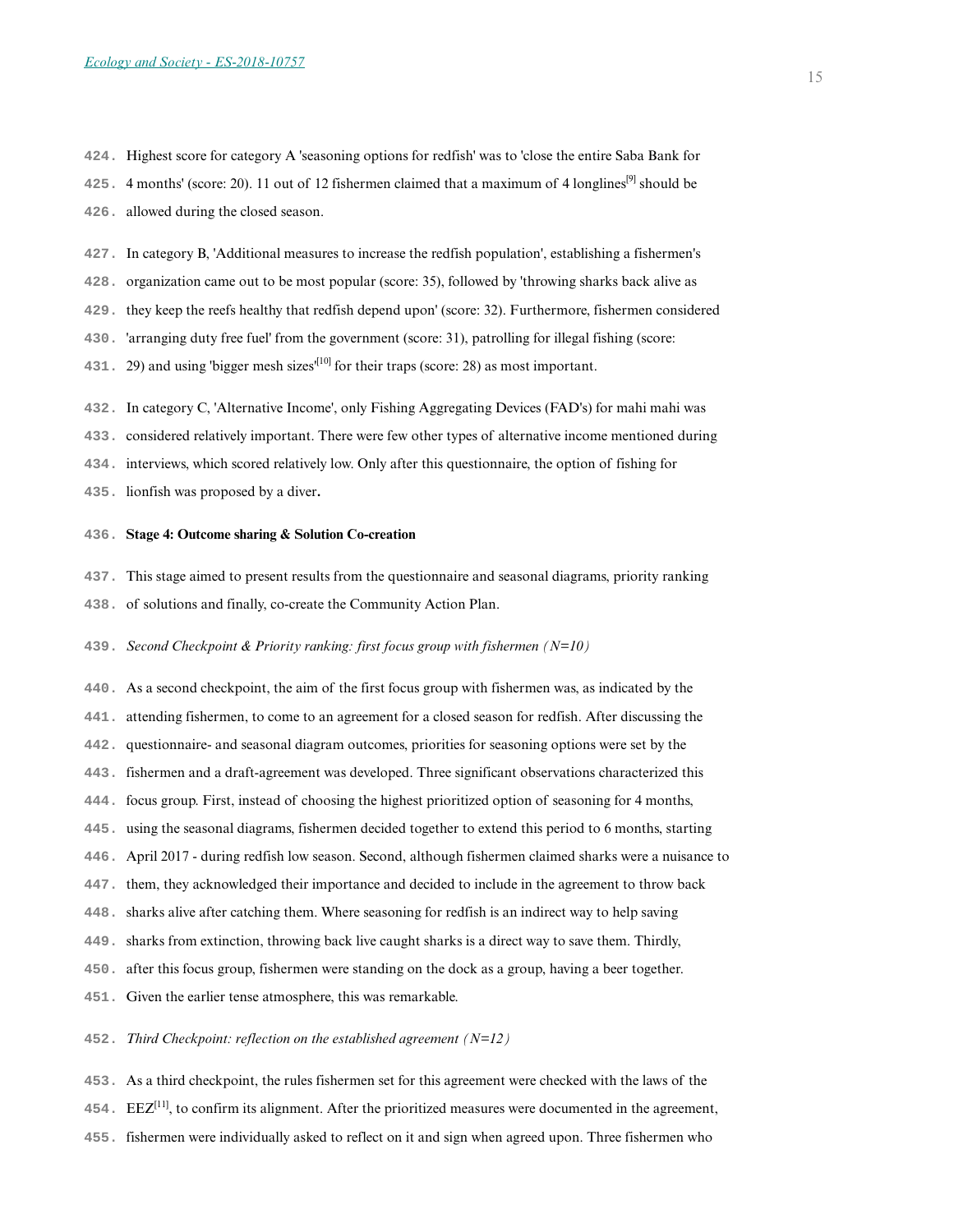Highest score for category A 'seasoning options for redfish' was to 'close the entire Saba Bank for 4 months' (score: 20). 11 out of 12 fishermen claimed that a maximum of 4 longlines[9] should be allowed during the closed season.

In category B, 'Additional measures to increase the redfish population', establishing a fishermen's organization came out to be most popular (score: 35), followed by 'throwing sharks back alive as they keep the reefs healthy that redfish depend upon' (score: 32). Furthermore, fishermen considered 'arranging duty free fuel' from the government (score: 31), patrolling for illegal fishing (score: 29) and using 'bigger mesh sizes'[10] for their traps (score: 28) as most important.

In category C, 'Alternative Income', only Fishing Aggregating Devices (FAD's) for mahi mahi was considered relatively important. There were few other types of alternative income mentioned during interviews, which scored relatively low. Only after this questionnaire, the option of fishing for lionfish was proposed by a diver.

**Stage 4: Outcome sharing & Solution Co-creation**

This stage aimed to present results from the questionnaire and seasonal diagrams, priority ranking of solutions and finally, co-create the Community Action Plan.

*Second Checkpoint & Priority ranking: first focus group with fishermen (N=10)*

As a second checkpoint, the aim of the first focus group with fishermen was, as indicated by the attending fishermen, to come to an agreement for a closed season for redfish. After discussing the questionnaire- and seasonal diagram outcomes, priorities for seasoning options were set by the fishermen and a draft-agreement was developed. Three significant observations characterized this focus group. First, instead of choosing the highest prioritized option of seasoning for 4 months, using the seasonal diagrams, fishermen decided together to extend this period to 6 months, starting April 2017 - during redfish low season. Second, although fishermen claimed sharks were a nuisance to them, they acknowledged their importance and decided to include in the agreement to throw back sharks alive after catching them. Where seasoning for redfish is an indirect way to help saving sharks from extinction, throwing back live caught sharks is a direct way to save them. Thirdly, after this focus group, fishermen were standing on the dock as a group, having a beer together. Given the earlier tense atmosphere, this was remarkable.

*Third Checkpoint: reflection on the established agreement (N=12)*

As a third checkpoint, the rules fishermen set for this agreement were checked with the laws of the EEZ[11], to confirm its alignment. After the prioritized measures were documented in the agreement, fishermen were individually asked to reflect on it and sign when agreed upon. Three fishermen who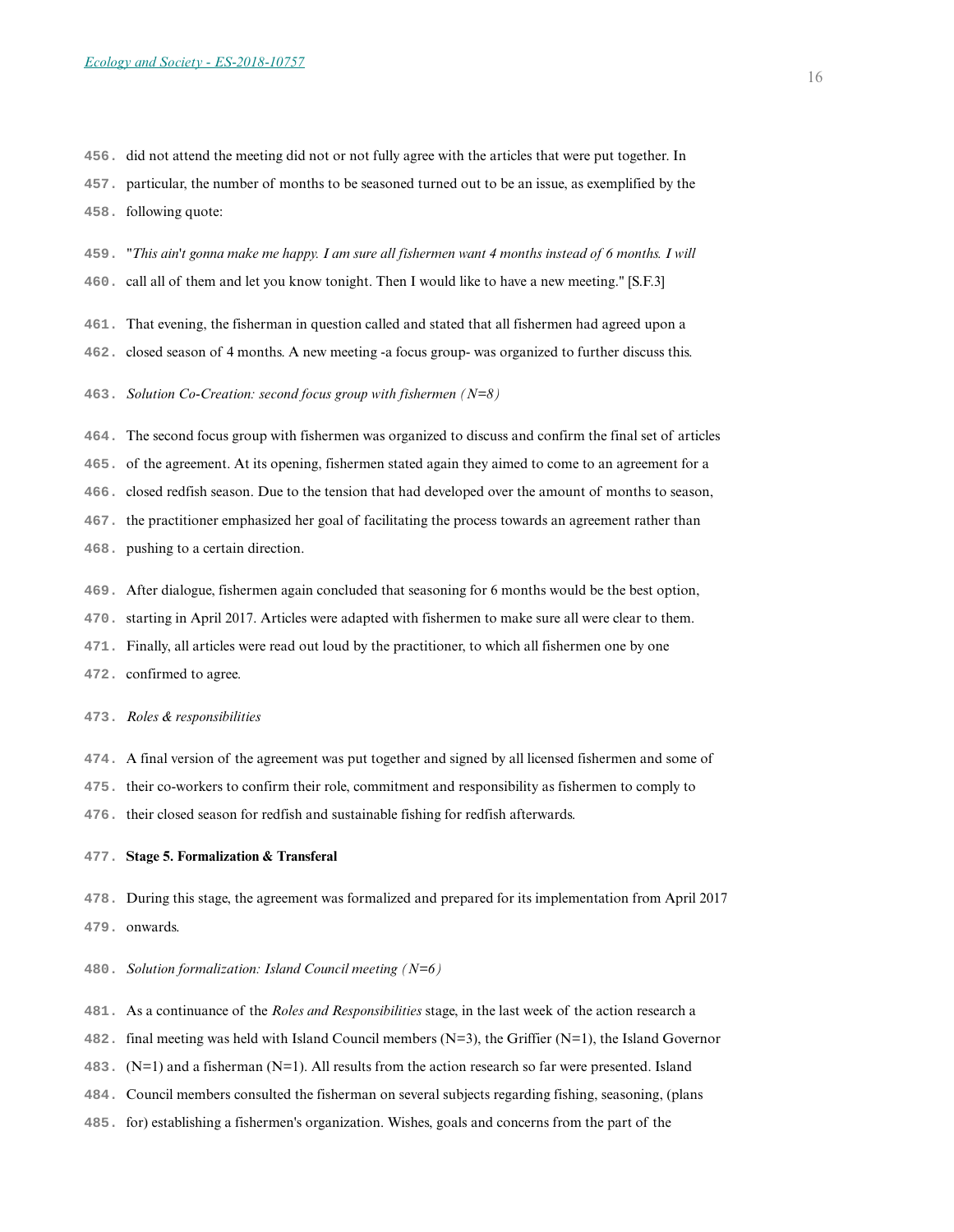did not attend the meeting did not or not fully agree with the articles that were put together. In particular, the number of months to be seasoned turned out to be an issue, as exemplified by the following quote:

"*This ain't gonna make me happy. I am sure all fishermen want 4 months instead of 6 months. I will* call all of them and let you know tonight. Then I would like to have a new meeting." [S.F.3]

That evening, the fisherman in question called and stated that all fishermen had agreed upon a closed season of 4 months. A new meeting -a focus group- was organized to further discuss this.

*Solution Co-Creation: second focus group with fishermen (N=8)*

The second focus group with fishermen was organized to discuss and confirm the final set of articles of the agreement. At its opening, fishermen stated again they aimed to come to an agreement for a closed redfish season. Due to the tension that had developed over the amount of months to season, the practitioner emphasized her goal of facilitating the process towards an agreement rather than pushing to a certain direction.

After dialogue, fishermen again concluded that seasoning for 6 months would be the best option, starting in April 2017. Articles were adapted with fishermen to make sure all were clear to them. Finally, all articles were read out loud by the practitioner, to which all fishermen one by one confirmed to agree.

*Roles & responsibilities*

A final version of the agreement was put together and signed by all licensed fishermen and some of their co-workers to confirm their role, commitment and responsibility as fishermen to comply to their closed season for redfish and sustainable fishing for redfish afterwards.

**Stage 5. Formalization & Transferal**

During this stage, the agreement was formalized and prepared for its implementation from April 2017 onwards.

*Solution formalization: Island Council meeting (N=6)*

As a continuance of the *Roles and Responsibilities* stage, in the last week of the action research a final meeting was held with Island Council members (N=3), the Griffier (N=1), the Island Governor (N=1) and a fisherman (N=1). All results from the action research so far were presented. Island Council members consulted the fisherman on several subjects regarding fishing, seasoning, (plans for) establishing a fishermen's organization. Wishes, goals and concerns from the part of the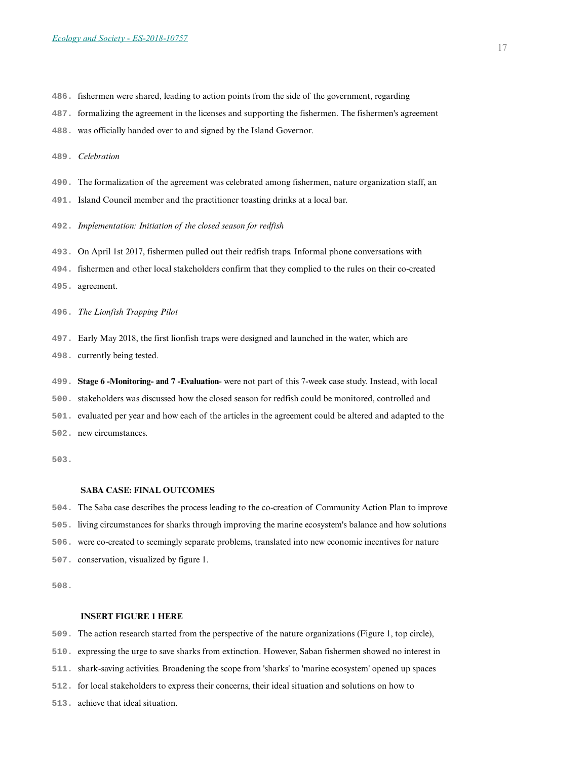fishermen were shared, leading to action points from the side of the government, regarding formalizing the agreement in the licenses and supporting the fishermen. The fishermen's agreement was officially handed over to and signed by the Island Governor.

*Celebration*

The formalization of the agreement was celebrated among fishermen, nature organization staff, an Island Council member and the practitioner toasting drinks at a local bar.

*Implementation: Initiation of the closed season for redfish*

On April 1st 2017, fishermen pulled out their redfish traps. Informal phone conversations with fishermen and other local stakeholders confirm that they complied to the rules on their co-created agreement.

*The Lionfish Trapping Pilot*

Early May 2018, the first lionfish traps were designed and launched in the water, which are currently being tested.

**Stage 6 -Monitoring- and 7 -Evaluation-** were not part of this 7-week case study. Instead, with local stakeholders was discussed how the closed season for redfish could be monitored, controlled and evaluated per year and how each of the articles in the agreement could be altered and adapted to the new circumstances.

## SABA CASE: FINAL OUTCOMES

The Saba case describes the process leading to the co-creation of Community Action Plan to improve living circumstances for sharks through improving the marine ecosystem's balance and how solutions were co-created to seemingly separate problems, translated into new economic incentives for nature conservation, visualized by figure 1.

**INSERT FIGURE 1 HERE**

The action research started from the perspective of the nature organizations (Figure 1, top circle), expressing the urge to save sharks from extinction. However, Saban fishermen showed no interest in shark-saving activities. Broadening the scope from 'sharks' to 'marine ecosystem' opened up spaces for local stakeholders to express their concerns, their ideal situation and solutions on how to achieve that ideal situation.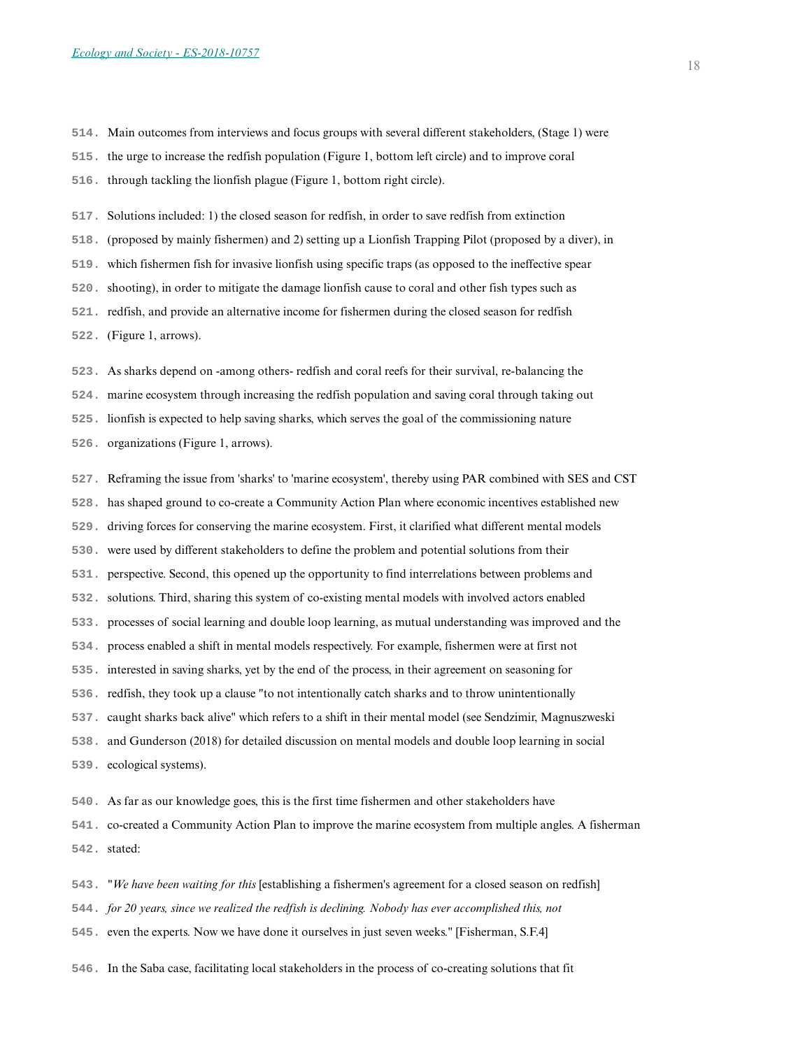Main outcomes from interviews and focus groups with several different stakeholders, (Stage 1) were the urge to increase the redfish population (Figure 1, bottom left circle) and to improve coral through tackling the lionfish plague (Figure 1, bottom right circle).

Solutions included: 1) the closed season for redfish, in order to save redfish from extinction (proposed by mainly fishermen) and 2) setting up a Lionfish Trapping Pilot (proposed by a diver), in which fishermen fish for invasive lionfish using specific traps (as opposed to the ineffective spear shooting), in order to mitigate the damage lionfish cause to coral and other fish types such as redfish, and provide an alternative income for fishermen during the closed season for redfish (Figure 1, arrows).

As sharks depend on -among others- redfish and coral reefs for their survival, re-balancing the marine ecosystem through increasing the redfish population and saving coral through taking out lionfish is expected to help saving sharks, which serves the goal of the commissioning nature organizations (Figure 1, arrows).

Reframing the issue from 'sharks' to 'marine ecosystem', thereby using PAR combined with SES and CST has shaped ground to co-create a Community Action Plan where economic incentives established new driving forces for conserving the marine ecosystem. First, it clarified what different mental models were used by different stakeholders to define the problem and potential solutions from their perspective. Second, this opened up the opportunity to find interrelations between problems and solutions. Third, sharing this system of co-existing mental models with involved actors enabled processes of social learning and double loop learning, as mutual understanding was improved and the process enabled a shift in mental models respectively. For example, fishermen were at first not interested in saving sharks, yet by the end of the process, in their agreement on seasoning for redfish, they took up a clause "to not intentionally catch sharks and to throw unintentionally caught sharks back alive" which refers to a shift in their mental model (see Sendzimir, Magnuszweski and Gunderson (2018) for detailed discussion on mental models and double loop learning in social ecological systems).

As far as our knowledge goes, this is the first time fishermen and other stakeholders have co-created a Community Action Plan to improve the marine ecosystem from multiple angles. A fisherman stated:

"*We have been waiting for this* [establishing a fishermen's agreement for a closed season on redfish] *for 20 years, since we realized the redfish is declining. Nobody has ever accomplished this, not* even the experts. Now we have done it ourselves in just seven weeks." [Fisherman, S.F.4]

In the Saba case, facilitating local stakeholders in the process of co-creating solutions that fit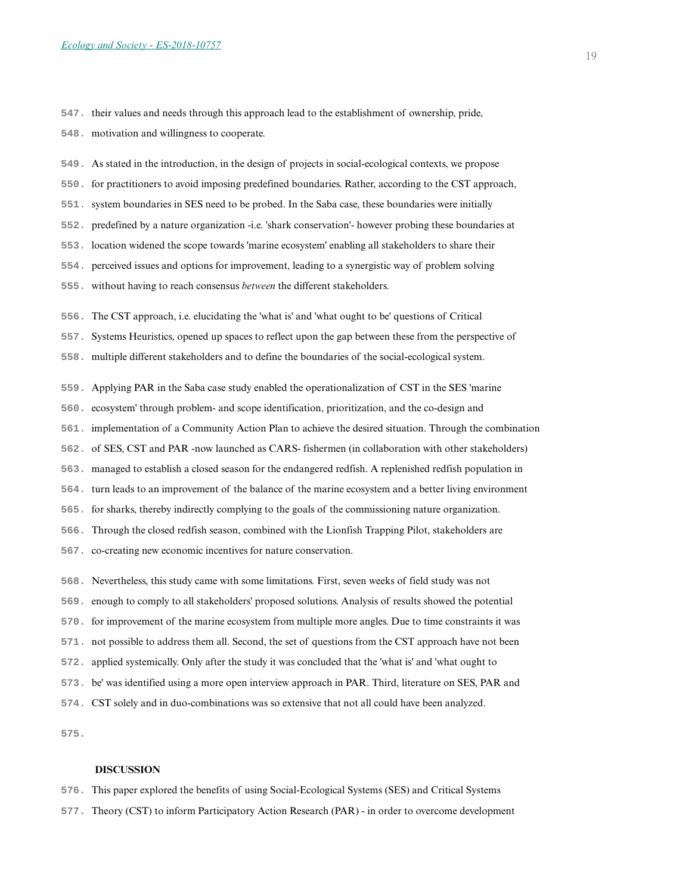their values and needs through this approach lead to the establishment of ownership, pride, motivation and willingness to cooperate.

As stated in the introduction, in the design of projects in social-ecological contexts, we propose for practitioners to avoid imposing predefined boundaries. Rather, according to the CST approach, system boundaries in SES need to be probed. In the Saba case, these boundaries were initially predefined by a nature organization -i.e. 'shark conservation'- however probing these boundaries at location widened the scope towards 'marine ecosystem' enabling all stakeholders to share their perceived issues and options for improvement, leading to a synergistic way of problem solving without having to reach consensus *between* the different stakeholders.

The CST approach, i.e. elucidating the 'what is' and 'what ought to be' questions of Critical Systems Heuristics, opened up spaces to reflect upon the gap between these from the perspective of multiple different stakeholders and to define the boundaries of the social-ecological system.

Applying PAR in the Saba case study enabled the operationalization of CST in the SES 'marine ecosystem' through problem- and scope identification, prioritization, and the co-design and implementation of a Community Action Plan to achieve the desired situation. Through the combination of SES, CST and PAR -now launched as CARS- fishermen (in collaboration with other stakeholders) managed to establish a closed season for the endangered redfish. A replenished redfish population in turn leads to an improvement of the balance of the marine ecosystem and a better living environment for sharks, thereby indirectly complying to the goals of the commissioning nature organization. Through the closed redfish season, combined with the Lionfish Trapping Pilot, stakeholders are co-creating new economic incentives for nature conservation.

Nevertheless, this study came with some limitations. First, seven weeks of field study was not enough to comply to all stakeholders' proposed solutions. Analysis of results showed the potential for improvement of the marine ecosystem from multiple more angles. Due to time constraints it was not possible to address them all. Second, the set of questions from the CST approach have not been applied systemically. Only after the study it was concluded that the 'what is' and 'what ought to be' was identified using a more open interview approach in PAR. Third, literature on SES, PAR and CST solely and in duo-combinations was so extensive that not all could have been analyzed.

## DISCUSSION

This paper explored the benefits of using Social-Ecological Systems (SES) and Critical Systems Theory (CST) to inform Participatory Action Research (PAR) - in order to overcome development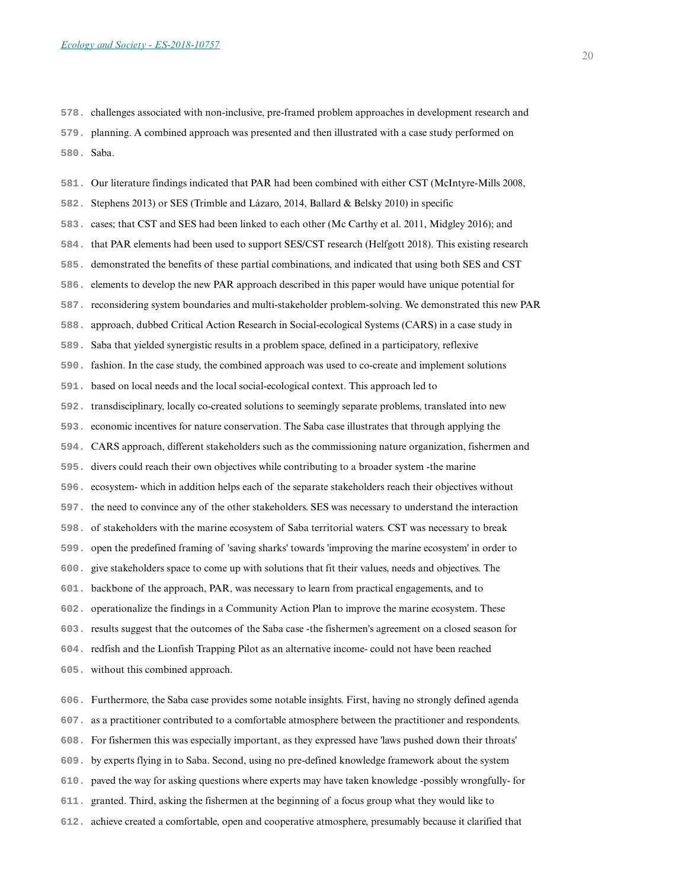challenges associated with non-inclusive, pre-framed problem approaches in development research and planning. A combined approach was presented and then illustrated with a case study performed on Saba.

Our literature findings indicated that PAR had been combined with either CST (McIntyre-Mills 2008, Stephens 2013) or SES (Trimble and Lázaro, 2014, Ballard & Belsky 2010) in specific cases; that CST and SES had been linked to each other (Mc Carthy et al. 2011, Midgley 2016); and that PAR elements had been used to support SES/CST research (Helfgott 2018). This existing research demonstrated the benefits of these partial combinations, and indicated that using both SES and CST elements to develop the new PAR approach described in this paper would have unique potential for reconsidering system boundaries and multi-stakeholder problem-solving. We demonstrated this new PAR approach, dubbed Critical Action Research in Social-ecological Systems (CARS) in a case study in Saba that yielded synergistic results in a problem space, defined in a participatory, reflexive fashion. In the case study, the combined approach was used to co-create and implement solutions based on local needs and the local social-ecological context. This approach led to transdisciplinary, locally co-created solutions to seemingly separate problems, translated into new economic incentives for nature conservation. The Saba case illustrates that through applying the CARS approach, different stakeholders such as the commissioning nature organization, fishermen and divers could reach their own objectives while contributing to a broader system -the marine ecosystem- which in addition helps each of the separate stakeholders reach their objectives without the need to convince any of the other stakeholders. SES was necessary to understand the interaction of stakeholders with the marine ecosystem of Saba territorial waters. CST was necessary to break open the predefined framing of 'saving sharks' towards 'improving the marine ecosystem' in order to give stakeholders space to come up with solutions that fit their values, needs and objectives. The backbone of the approach, PAR, was necessary to learn from practical engagements, and to operationalize the findings in a Community Action Plan to improve the marine ecosystem. These results suggest that the outcomes of the Saba case -the fishermen's agreement on a closed season for redfish and the Lionfish Trapping Pilot as an alternative income- could not have been reached without this combined approach.

Furthermore, the Saba case provides some notable insights. First, having no strongly defined agenda as a practitioner contributed to a comfortable atmosphere between the practitioner and respondents. For fishermen this was especially important, as they expressed have 'laws pushed down their throats' by experts flying in to Saba. Second, using no pre-defined knowledge framework about the system paved the way for asking questions where experts may have taken knowledge -possibly wrongfully- for granted. Third, asking the fishermen at the beginning of a focus group what they would like to achieve created a comfortable, open and cooperative atmosphere, presumably because it clarified that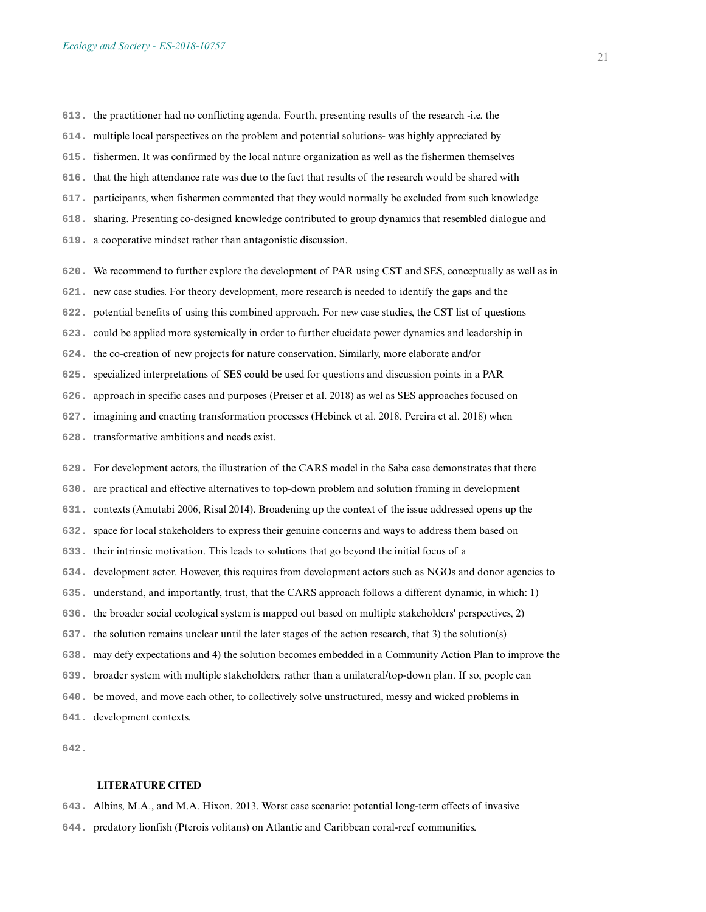the practitioner had no conflicting agenda. Fourth, presenting results of the research -i.e. the multiple local perspectives on the problem and potential solutions- was highly appreciated by fishermen. It was confirmed by the local nature organization as well as the fishermen themselves that the high attendance rate was due to the fact that results of the research would be shared with participants, when fishermen commented that they would normally be excluded from such knowledge sharing. Presenting co-designed knowledge contributed to group dynamics that resembled dialogue and a cooperative mindset rather than antagonistic discussion.

We recommend to further explore the development of PAR using CST and SES, conceptually as well as in new case studies. For theory development, more research is needed to identify the gaps and the potential benefits of using this combined approach. For new case studies, the CST list of questions could be applied more systemically in order to further elucidate power dynamics and leadership in the co-creation of new projects for nature conservation. Similarly, more elaborate and/or specialized interpretations of SES could be used for questions and discussion points in a PAR approach in specific cases and purposes (Preiser et al. 2018) as wel as SES approaches focused on imagining and enacting transformation processes (Hebinck et al. 2018, Pereira et al. 2018) when transformative ambitions and needs exist.

For development actors, the illustration of the CARS model in the Saba case demonstrates that there are practical and effective alternatives to top-down problem and solution framing in development contexts (Amutabi 2006, Risal 2014). Broadening up the context of the issue addressed opens up the space for local stakeholders to express their genuine concerns and ways to address them based on their intrinsic motivation. This leads to solutions that go beyond the initial focus of a development actor. However, this requires from development actors such as NGOs and donor agencies to understand, and importantly, trust, that the CARS approach follows a different dynamic, in which: 1) the broader social ecological system is mapped out based on multiple stakeholders' perspectives, 2) the solution remains unclear until the later stages of the action research, that 3) the solution(s) may defy expectations and 4) the solution becomes embedded in a Community Action Plan to improve the broader system with multiple stakeholders, rather than a unilateral/top-down plan. If so, people can be moved, and move each other, to collectively solve unstructured, messy and wicked problems in development contexts.

## LITERATURE CITED

Albins, M.A., and M.A. Hixon. 2013. Worst case scenario: potential long-term effects of invasive predatory lionfish (Pterois volitans) on Atlantic and Caribbean coral-reef communities.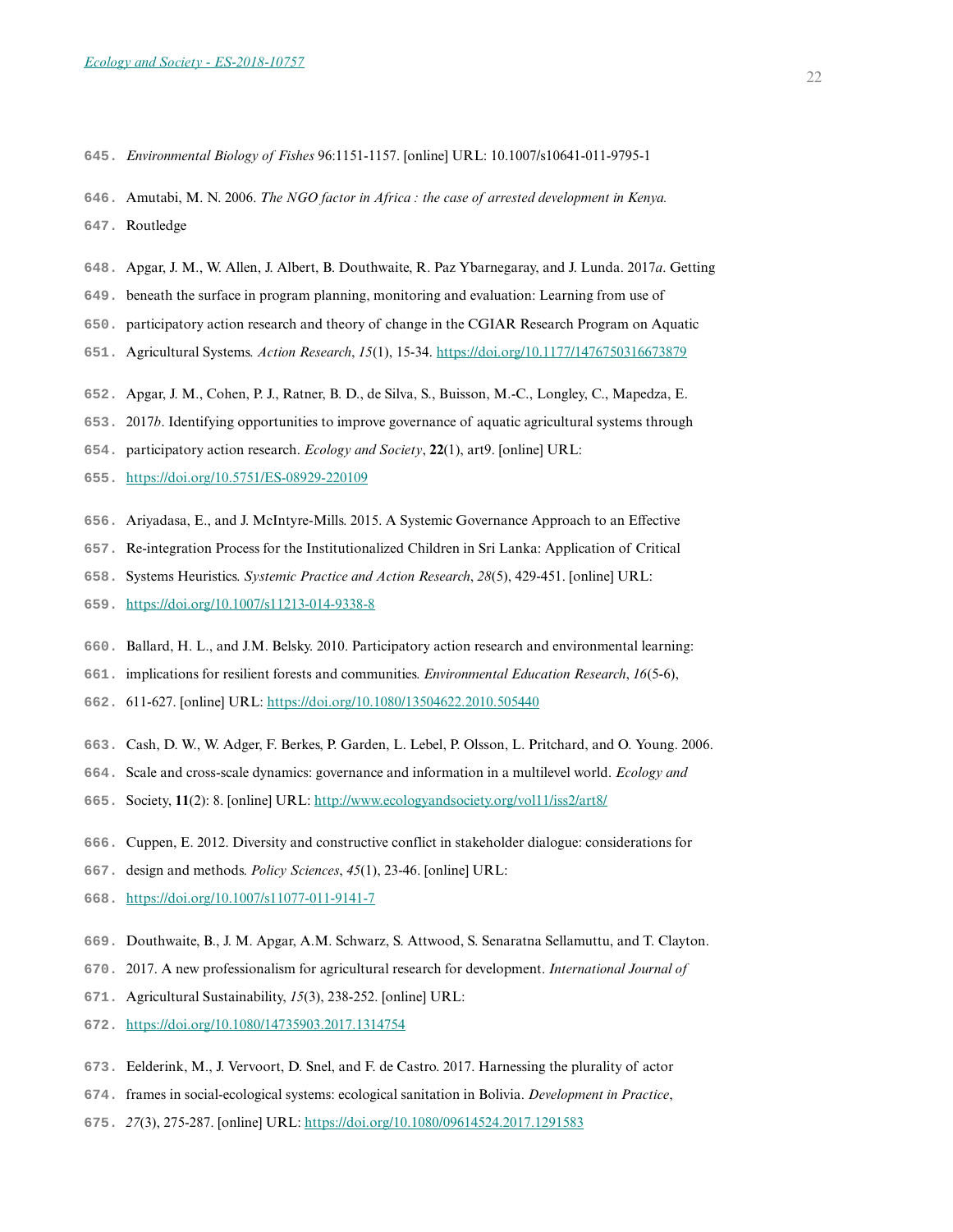*Environmental Biology of Fishes* 96:1151-1157. [online] URL: 10.1007/s10641-011-9795-1

Amutabi, M. N. 2006. *The NGO factor in Africa : the case of arrested development in Kenya.* Routledge

Apgar, J. M., W. Allen, J. Albert, B. Douthwaite, R. Paz Ybarnegaray, and J. Lunda. 2017*a*. Getting beneath the surface in program planning, monitoring and evaluation: Learning from use of participatory action research and theory of change in the CGIAR Research Program on Aquatic Agricultural Systems. *Action Research*, *15*(1), 15-34. https://doi.org/10.1177/1476750316673879

Apgar, J. M., Cohen, P. J., Ratner, B. D., de Silva, S., Buisson, M.-C., Longley, C., Mapedza, E. 2017*b*. Identifying opportunities to improve governance of aquatic agricultural systems through participatory action research. *Ecology and Society*, **22**(1), art9. [online] URL: https://doi.org/10.5751/ES-08929-220109

Ariyadasa, E., and J. McIntyre-Mills. 2015. A Systemic Governance Approach to an Effective Re-integration Process for the Institutionalized Children in Sri Lanka: Application of Critical Systems Heuristics. *Systemic Practice and Action Research*, *28*(5), 429-451. [online] URL: https://doi.org/10.1007/s11213-014-9338-8

Ballard, H. L., and J.M. Belsky. 2010. Participatory action research and environmental learning: implications for resilient forests and communities. *Environmental Education Research*, *16*(5-6), 611-627. [online] URL: https://doi.org/10.1080/13504622.2010.505440

Cash, D. W., W. Adger, F. Berkes, P. Garden, L. Lebel, P. Olsson, L. Pritchard, and O. Young. 2006. Scale and cross-scale dynamics: governance and information in a multilevel world. *Ecology and* Society, **11**(2): 8. [online] URL: http://www.ecologyandsociety.org/vol11/iss2/art8/

Cuppen, E. 2012. Diversity and constructive conflict in stakeholder dialogue: considerations for design and methods. *Policy Sciences*, *45*(1), 23-46. [online] URL: https://doi.org/10.1007/s11077-011-9141-7

Douthwaite, B., J. M. Apgar, A.M. Schwarz, S. Attwood, S. Senaratna Sellamuttu, and T. Clayton. 2017. A new professionalism for agricultural research for development. *International Journal of* Agricultural Sustainability, *15*(3), 238-252. [online] URL: https://doi.org/10.1080/14735903.2017.1314754

Eelderink, M., J. Vervoort, D. Snel, and F. de Castro. 2017. Harnessing the plurality of actor frames in social-ecological systems: ecological sanitation in Bolivia. *Development in Practice*, *27*(3), 275-287. [online] URL: https://doi.org/10.1080/09614524.2017.1291583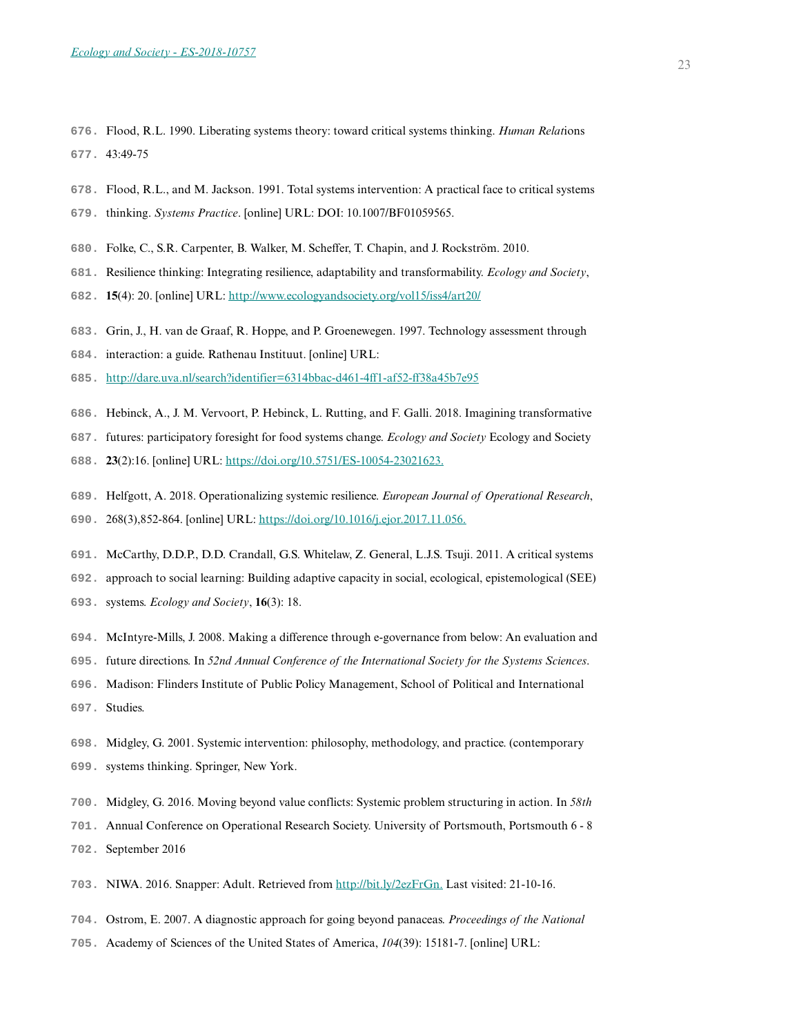Flood, R.L. 1990. Liberating systems theory: toward critical systems thinking. *Human Relat*ions 43:49-75

Flood, R.L., and M. Jackson. 1991. Total systems intervention: A practical face to critical systems thinking. *Systems Practice*. [online] URL: DOI: 10.1007/BF01059565.

Folke, C., S.R. Carpenter, B. Walker, M. Scheffer, T. Chapin, and J. Rockström. 2010. Resilience thinking: Integrating resilience, adaptability and transformability. *Ecology and Society*, **15**(4): 20. [online] URL: http://www.ecologyandsociety.org/vol15/iss4/art20/

Grin, J., H. van de Graaf, R. Hoppe, and P. Groenewegen. 1997. Technology assessment through interaction: a guide. Rathenau Instituut. [online] URL: http://dare.uva.nl/search?identifier=6314bbac-d461-4ff1-af52-ff38a45b7e95

Hebinck, A., J. M. Vervoort, P. Hebinck, L. Rutting, and F. Galli. 2018. Imagining transformative futures: participatory foresight for food systems change. *Ecology and Society* Ecology and Society **23**(2):16. [online] URL: https://doi.org/10.5751/ES-10054-23021623.

Helfgott, A. 2018. Operationalizing systemic resilience. *European Journal of Operational Research*, 268(3),852-864. [online] URL: https://doi.org/10.1016/j.ejor.2017.11.056.

McCarthy, D.D.P., D.D. Crandall, G.S. Whitelaw, Z. General, L.J.S. Tsuji. 2011. A critical systems approach to social learning: Building adaptive capacity in social, ecological, epistemological (SEE) systems. *Ecology and Society*, **16**(3): 18.

McIntyre-Mills, J. 2008. Making a difference through e-governance from below: An evaluation and future directions. In *52nd Annual Conference of the International Society for the Systems Sciences*. Madison: Flinders Institute of Public Policy Management, School of Political and International Studies.

Midgley, G. 2001. Systemic intervention: philosophy, methodology, and practice. (contemporary systems thinking. Springer, New York.

Midgley, G. 2016. Moving beyond value conflicts: Systemic problem structuring in action. In *58th* Annual Conference on Operational Research Society. University of Portsmouth, Portsmouth 6 - 8 September 2016

NIWA. 2016. Snapper: Adult. Retrieved from http://bit.ly/2ezFrGn. Last visited: 21-10-16.

Ostrom, E. 2007. A diagnostic approach for going beyond panaceas. *Proceedings of the National* Academy of Sciences of the United States of America, *104*(39): 15181-7. [online] URL: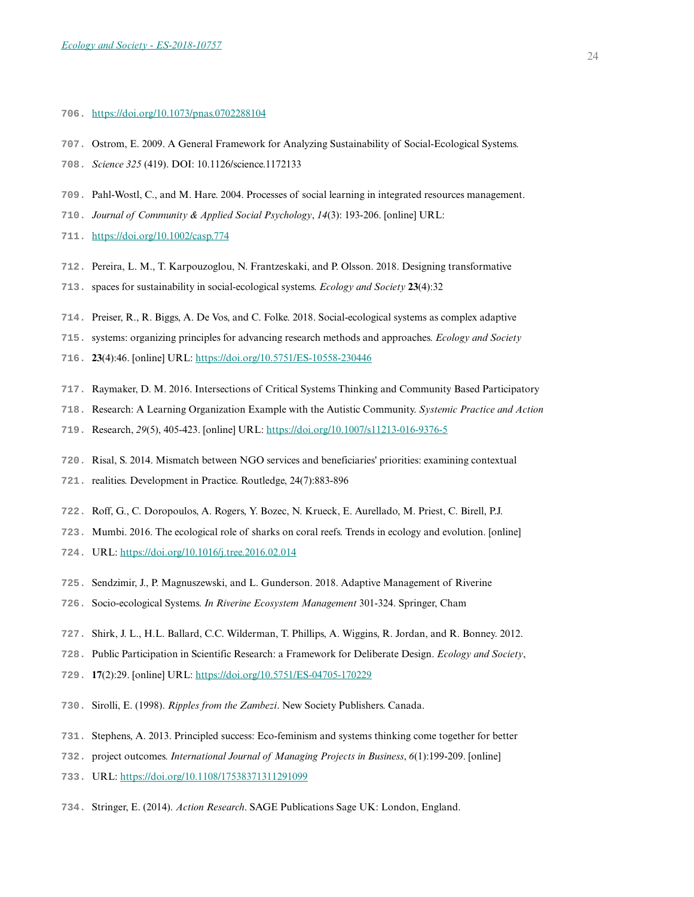https://doi.org/10.1073/pnas.0702288104

Ostrom, E. 2009. A General Framework for Analyzing Sustainability of Social-Ecological Systems. *Science 325* (419). DOI: 10.1126/science.1172133

Pahl-Wostl, C., and M. Hare. 2004. Processes of social learning in integrated resources management. *Journal of Community & Applied Social Psychology*, *14*(3): 193-206. [online] URL: https://doi.org/10.1002/casp.774

Pereira, L. M., T. Karpouzoglou, N. Frantzeskaki, and P. Olsson. 2018. Designing transformative spaces for sustainability in social-ecological systems. *Ecology and Society* **23**(4):32

Preiser, R., R. Biggs, A. De Vos, and C. Folke. 2018. Social-ecological systems as complex adaptive systems: organizing principles for advancing research methods and approaches. *Ecology and Society* **23**(4):46. [online] URL: https://doi.org/10.5751/ES-10558-230446

Raymaker, D. M. 2016. Intersections of Critical Systems Thinking and Community Based Participatory Research: A Learning Organization Example with the Autistic Community. *Systemic Practice and Action* Research, *29*(5), 405-423. [online] URL: https://doi.org/10.1007/s11213-016-9376-5

Risal, S. 2014. Mismatch between NGO services and beneficiaries' priorities: examining contextual realities. Development in Practice. Routledge, 24(7):883-896

Roff, G., C. Doropoulos, A. Rogers, Y. Bozec, N. Krueck, E. Aurellado, M. Priest, C. Birell, P.J. Mumbi. 2016. The ecological role of sharks on coral reefs. Trends in ecology and evolution. [online] URL: https://doi.org/10.1016/j.tree.2016.02.014

Sendzimir, J., P. Magnuszewski, and L. Gunderson. 2018. Adaptive Management of Riverine Socio-ecological Systems. *In Riverine Ecosystem Management* 301-324. Springer, Cham

Shirk, J. L., H.L. Ballard, C.C. Wilderman, T. Phillips, A. Wiggins, R. Jordan, and R. Bonney. 2012. Public Participation in Scientific Research: a Framework for Deliberate Design. *Ecology and Society*, **17**(2):29. [online] URL: https://doi.org/10.5751/ES-04705-170229

Sirolli, E. (1998). *Ripples from the Zambezi*. New Society Publishers. Canada.

Stephens, A. 2013. Principled success: Eco-feminism and systems thinking come together for better project outcomes. *International Journal of Managing Projects in Business*, *6*(1):199-209. [online] URL: https://doi.org/10.1108/17538371311291099

Stringer, E. (2014). *Action Research*. SAGE Publications Sage UK: London, England.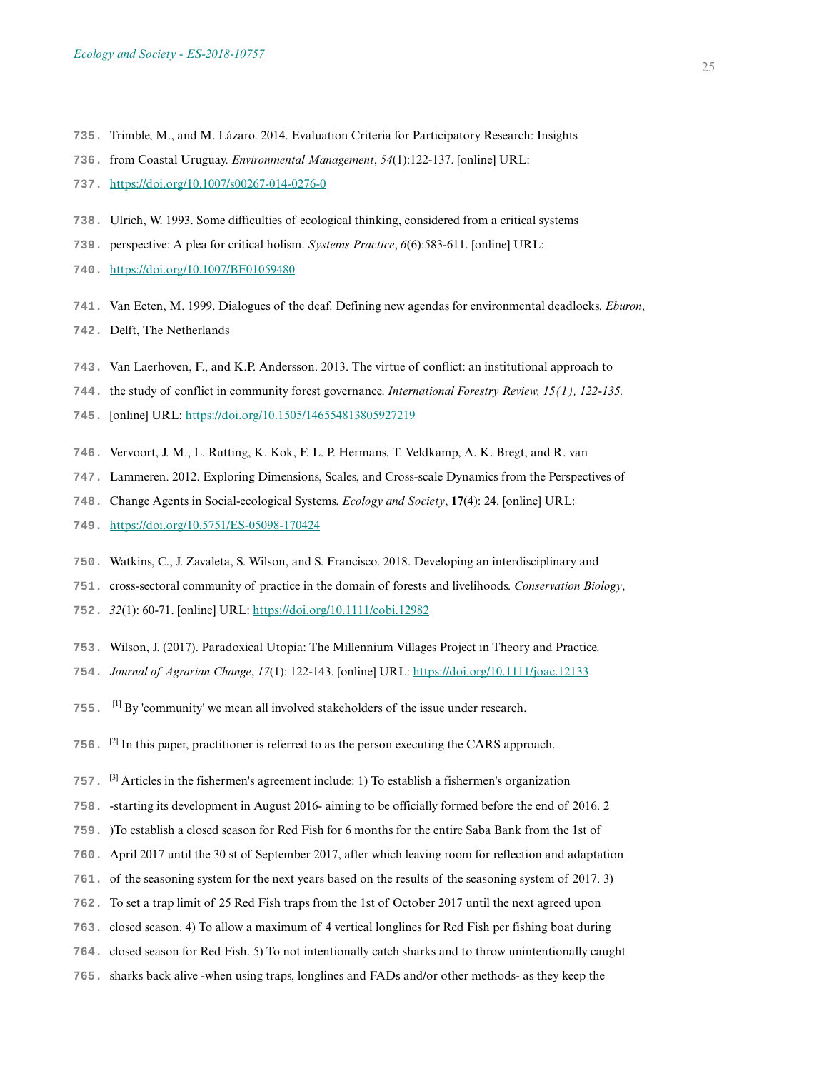Trimble, M., and M. Lázaro. 2014. Evaluation Criteria for Participatory Research: Insights from Coastal Uruguay. *Environmental Management*, *54*(1):122-137. [online] URL: https://doi.org/10.1007/s00267-014-0276-0

Ulrich, W. 1993. Some difficulties of ecological thinking, considered from a critical systems perspective: A plea for critical holism. *Systems Practice*, *6*(6):583-611. [online] URL: https://doi.org/10.1007/BF01059480

Van Eeten, M. 1999. Dialogues of the deaf. Defining new agendas for environmental deadlocks. *Eburon*, Delft, The Netherlands

Van Laerhoven, F., and K.P. Andersson. 2013. The virtue of conflict: an institutional approach to the study of conflict in community forest governance. *International Forestry Review, 15(1), 122-135.* [online] URL: https://doi.org/10.1505/146554813805927219

Vervoort, J. M., L. Rutting, K. Kok, F. L. P. Hermans, T. Veldkamp, A. K. Bregt, and R. van Lammeren. 2012. Exploring Dimensions, Scales, and Cross-scale Dynamics from the Perspectives of Change Agents in Social-ecological Systems. *Ecology and Society*, **17**(4): 24. [online] URL: https://doi.org/10.5751/ES-05098-170424

Watkins, C., J. Zavaleta, S. Wilson, and S. Francisco. 2018. Developing an interdisciplinary and cross-sectoral community of practice in the domain of forests and livelihoods. *Conservation Biology*, *32*(1): 60-71. [online] URL: https://doi.org/10.1111/cobi.12982

Wilson, J. (2017). Paradoxical Utopia: The Millennium Villages Project in Theory and Practice. *Journal of Agrarian Change*, *17*(1): 122-143. [online] URL: https://doi.org/10.1111/joac.12133

[1] By 'community' we mean all involved stakeholders of the issue under research.

[2] In this paper, practitioner is referred to as the person executing the CARS approach.

[3] Articles in the fishermen's agreement include: 1) To establish a fishermen's organization -starting its development in August 2016- aiming to be officially formed before the end of 2016. 2 )To establish a closed season for Red Fish for 6 months for the entire Saba Bank from the 1st of April 2017 until the 30 st of September 2017, after which leaving room for reflection and adaptation of the seasoning system for the next years based on the results of the seasoning system of 2017. 3) To set a trap limit of 25 Red Fish traps from the 1st of October 2017 until the next agreed upon closed season. 4) To allow a maximum of 4 vertical longlines for Red Fish per fishing boat during closed season for Red Fish. 5) To not intentionally catch sharks and to throw unintentionally caught sharks back alive -when using traps, longlines and FADs and/or other methods- as they keep the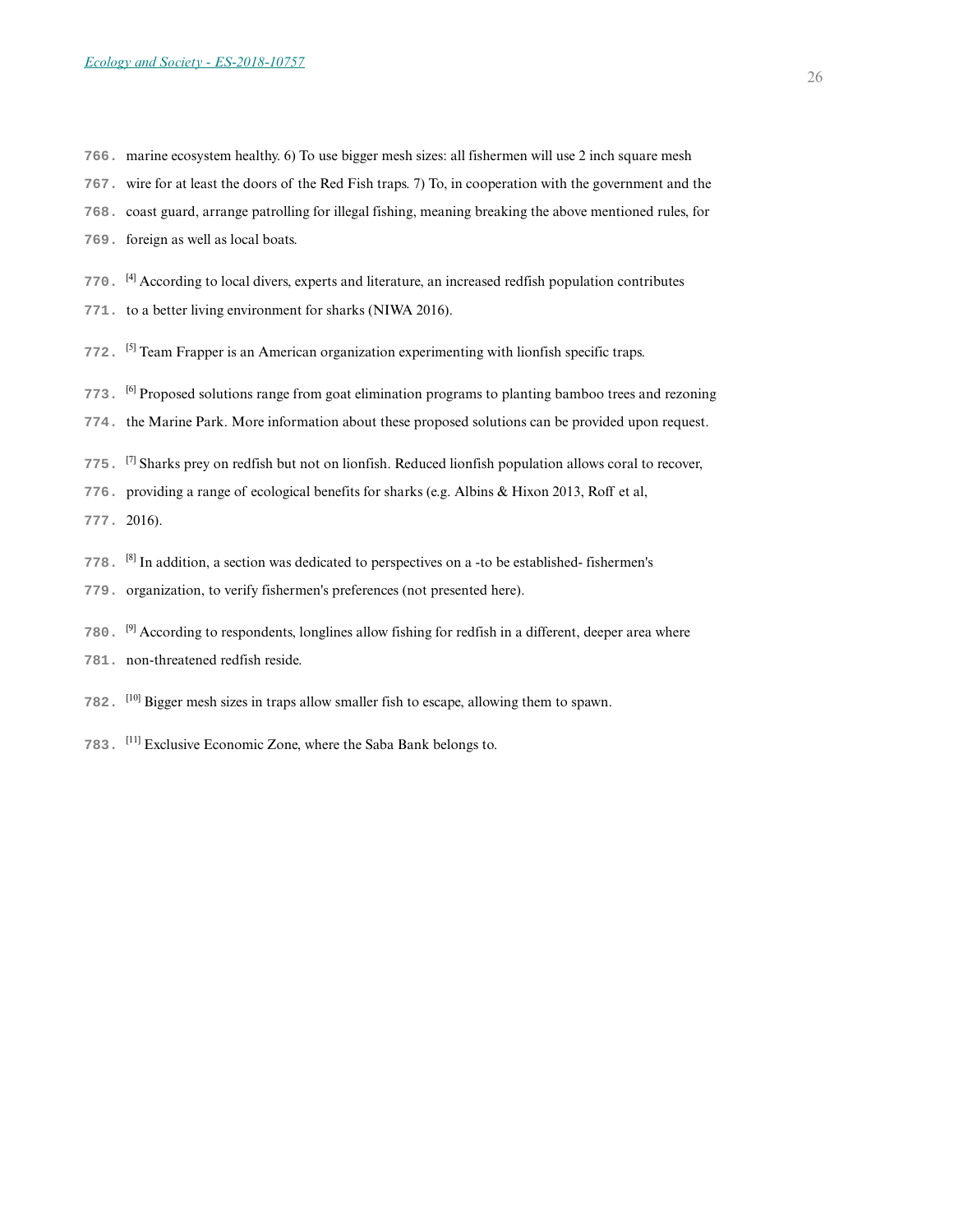marine ecosystem healthy. 6) To use bigger mesh sizes: all fishermen will use 2 inch square mesh wire for at least the doors of the Red Fish traps. 7) To, in cooperation with the government and the coast guard, arrange patrolling for illegal fishing, meaning breaking the above mentioned rules, for foreign as well as local boats.

[4] According to local divers, experts and literature, an increased redfish population contributes to a better living environment for sharks (NIWA 2016).

[5] Team Frapper is an American organization experimenting with lionfish specific traps.

[6] Proposed solutions range from goat elimination programs to planting bamboo trees and rezoning the Marine Park. More information about these proposed solutions can be provided upon request.

[7] Sharks prey on redfish but not on lionfish. Reduced lionfish population allows coral to recover, providing a range of ecological benefits for sharks (e.g. Albins & Hixon 2013, Roff et al, 2016).

[8] In addition, a section was dedicated to perspectives on a -to be established- fishermen's organization, to verify fishermen's preferences (not presented here).

[9] According to respondents, longlines allow fishing for redfish in a different, deeper area where non-threatened redfish reside.

[10] Bigger mesh sizes in traps allow smaller fish to escape, allowing them to spawn.

[11] Exclusive Economic Zone, where the Saba Bank belongs to.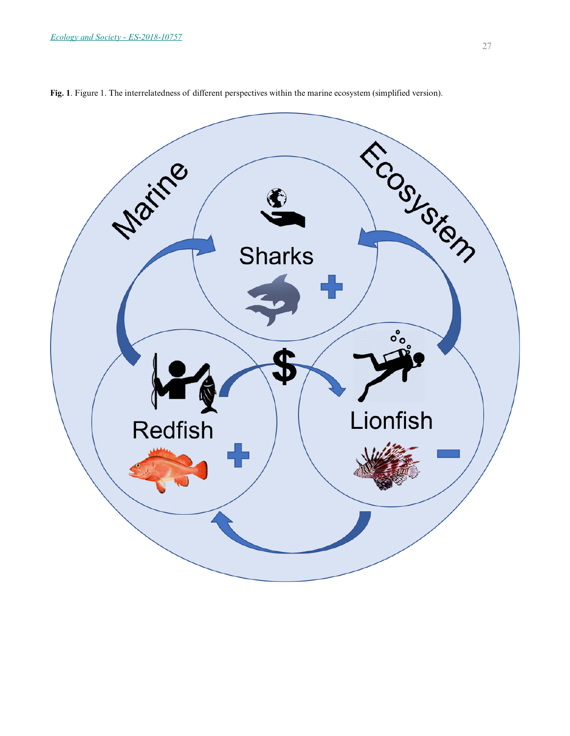**Fig. 1**. Figure 1. The interrelatedness of different perspectives within the marine ecosystem (simplified version).

Marine

Ecosystem

Sharks

+

$

Redfish

+

Lionfish

−